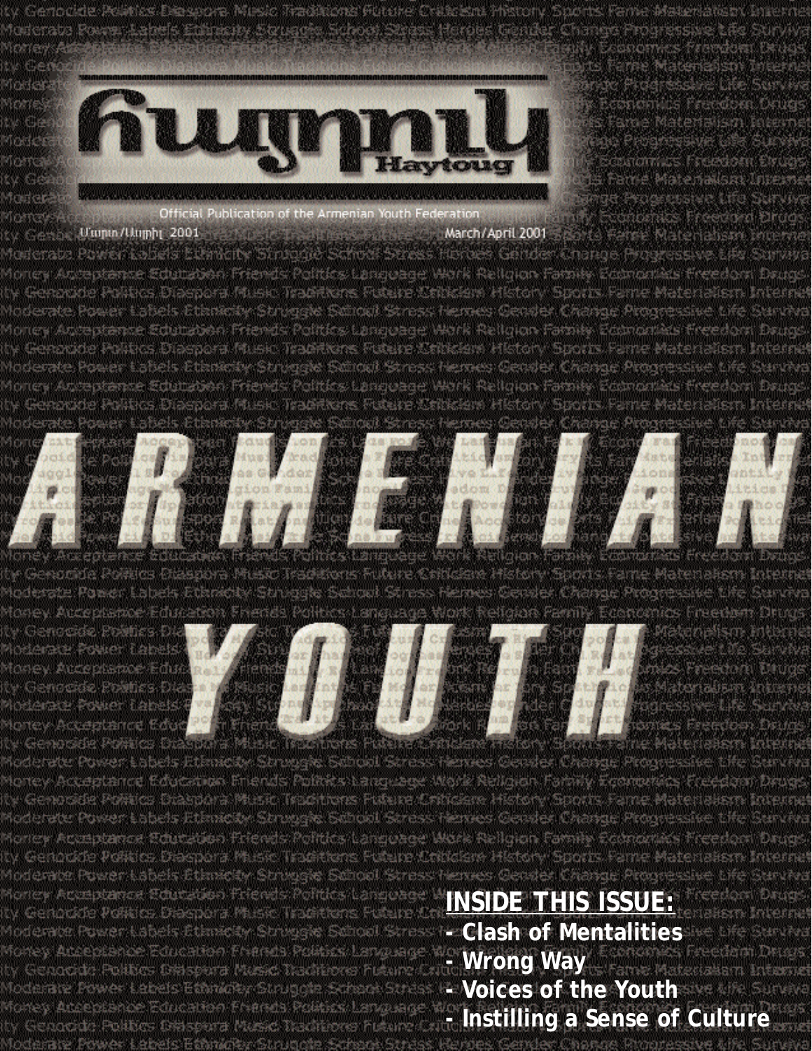# Հայդուկ

Haytoug

Official Publication of the Armenian Youth Federation

Մարտ/Ապրիլ 2001

March/April 2001

# ARMENIAN YOUTH

**INSIDE THIS ISSUE:**

- **Clash of Mentalities**
- **Wrong Way**
- **Voices of the Youth**
- **Instilling a Sense of Culture**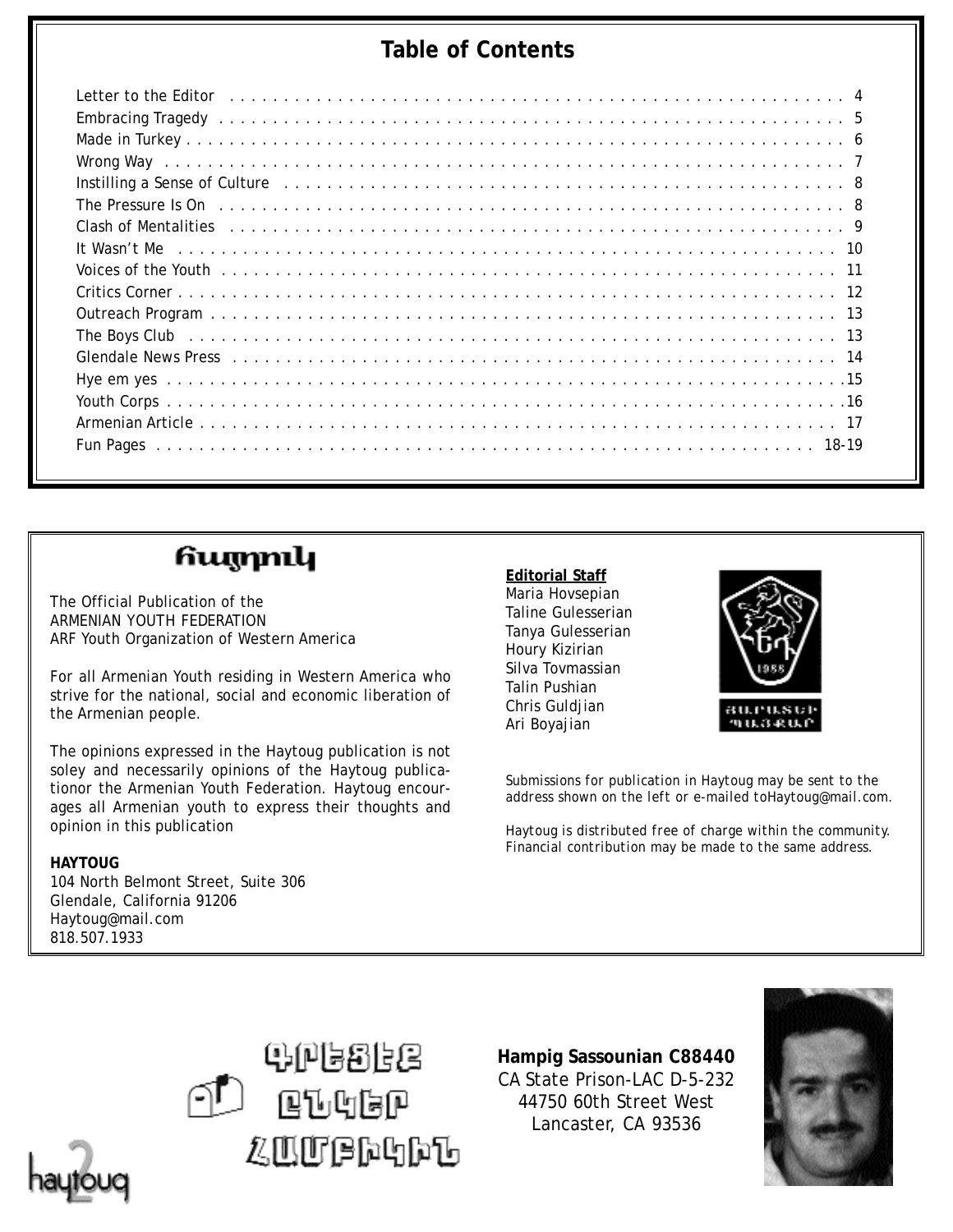## Table of Contents

| | |
|---|---|
| Letter to the Editor | 4 |
| Embracing Tragedy | 5 |
| Made in Turkey | 6 |
| Wrong Way | 7 |
| Instilling a Sense of Culture | 8 |
| The Pressure Is On | 8 |
| Clash of Mentalities | 9 |
| It Wasn't Me | 10 |
| Voices of the Youth | 11 |
| Critics Corner | 12 |
| Outreach Program | 13 |
| The Boys Club | 13 |
| Glendale News Press | 14 |
| Hye em yes | 15 |
| Youth Corps | 16 |
| Armenian Article | 17 |
| Fun Pages | 18-19 |

## Հայդուկ

The Official Publication of the
ARMENIAN YOUTH FEDERATION
ARF Youth Organization of Western America

For all Armenian Youth residing in Western America who strive for the national, social and economic liberation of the Armenian people.

The opinions expressed in the Haytoug publication is not soley and necessarily opinions of the Haytoug publicationor the Armenian Youth Federation. Haytoug encourages all Armenian youth to express their thoughts and opinion in this publication

**HAYTOUG**
104 North Belmont Street, Suite 306
Glendale, California 91206
Haytoug@mail.com
818.507.1933

**Editorial Staff**
Maria Hovsepian
Taline Gulesserian
Tanya Gulesserian
Houry Kizirian
Silva Tovmassian
Talin Pushian
Chris Guldjian
Ari Boyajian

*Submissions for publication in Haytoug may be sent to the address shown on the left or e-mailed toHaytoug@mail.com.*

*Haytoug is distributed free of charge within the community. Financial contribution may be made to the same address.*

ԳՐԵՑԷՔ ԸՆԿԵՐ ՀԱՄՓԻԿԻՆ

**Hampig Sassounian C88440**
CA State Prison-LAC D-5-232
44750 60th Street West
Lancaster, CA 93536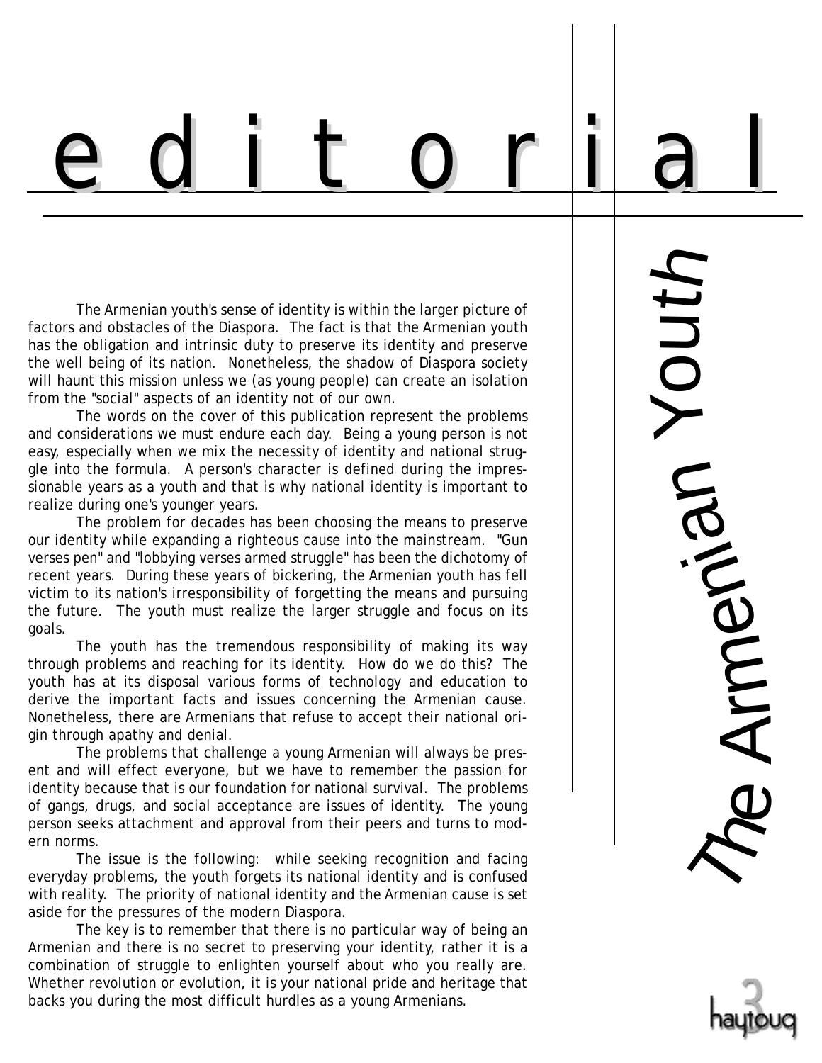# editorial

## The Armenian Youth

The Armenian youth's sense of identity is within the larger picture of factors and obstacles of the Diaspora. The fact is that the Armenian youth has the obligation and intrinsic duty to preserve its identity and preserve the well being of its nation. Nonetheless, the shadow of Diaspora society will haunt this mission unless we (as young people) can create an isolation from the "social" aspects of an identity not of our own.

The words on the cover of this publication represent the problems and considerations we must endure each day. Being a young person is not easy, especially when we mix the necessity of identity and national struggle into the formula. A person's character is defined during the impressionable years as a youth and that is why national identity is important to realize during one's younger years.

The problem for decades has been choosing the means to preserve our identity while expanding a righteous cause into the mainstream. "Gun verses pen" and "lobbying verses armed struggle" has been the dichotomy of recent years. During these years of bickering, the Armenian youth has fell victim to its nation's irresponsibility of forgetting the means and pursuing the future. The youth must realize the larger struggle and focus on its goals.

The youth has the tremendous responsibility of making its way through problems and reaching for its identity. How do we do this? The youth has at its disposal various forms of technology and education to derive the important facts and issues concerning the Armenian cause. Nonetheless, there are Armenians that refuse to accept their national origin through apathy and denial.

The problems that challenge a young Armenian will always be present and will effect everyone, but we have to remember the passion for identity because that is our foundation for national survival. The problems of gangs, drugs, and social acceptance are issues of identity. The young person seeks attachment and approval from their peers and turns to modern norms.

The issue is the following: while seeking recognition and facing everyday problems, the youth forgets its national identity and is confused with reality. The priority of national identity and the Armenian cause is set aside for the pressures of the modern Diaspora.

The key is to remember that there is no particular way of being an Armenian and there is no secret to preserving your identity, rather it is a combination of struggle to enlighten yourself about who you really are. Whether revolution or evolution, it is your national pride and heritage that backs you during the most difficult hurdles as a young Armenians.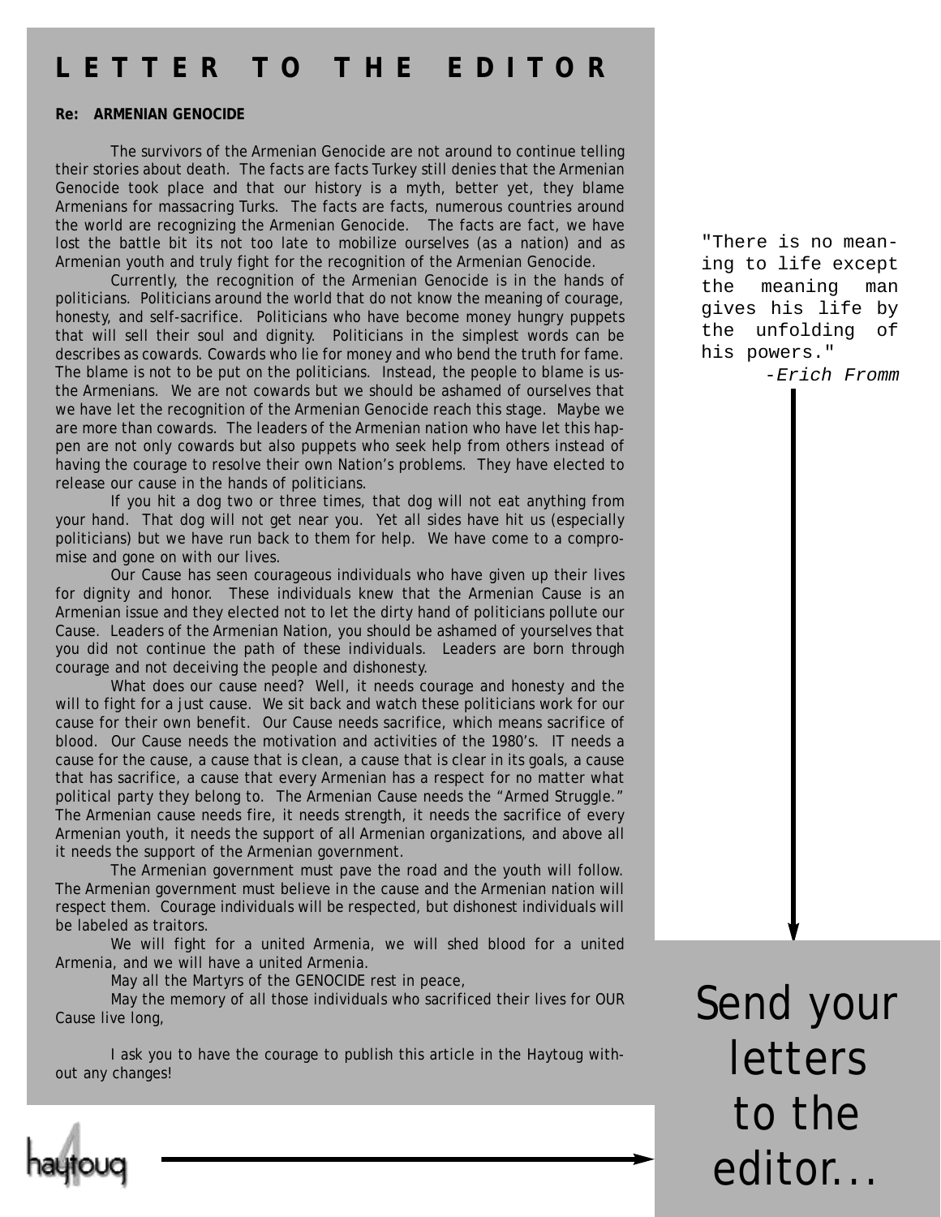# L E T T E R  T O  T H E  E D I T O R

**Re: ARMENIAN GENOCIDE**

The survivors of the Armenian Genocide are not around to continue telling their stories about death. The facts are facts Turkey still denies that the Armenian Genocide took place and that our history is a myth, better yet, they blame Armenians for massacring Turks. The facts are facts, numerous countries around the world are recognizing the Armenian Genocide. The facts are fact, we have lost the battle bit its not too late to mobilize ourselves (as a nation) and as Armenian youth and truly fight for the recognition of the Armenian Genocide.

Currently, the recognition of the Armenian Genocide is in the hands of politicians. Politicians around the world that do not know the meaning of courage, honesty, and self-sacrifice. Politicians who have become money hungry puppets that will sell their soul and dignity. Politicians in the simplest words can be describes as cowards. Cowards who lie for money and who bend the truth for fame. The blame is not to be put on the politicians. Instead, the people to blame is us-the Armenians. We are not cowards but we should be ashamed of ourselves that we have let the recognition of the Armenian Genocide reach this stage. Maybe we are more than cowards. The leaders of the Armenian nation who have let this happen are not only cowards but also puppets who seek help from others instead of having the courage to resolve their own Nation's problems. They have elected to release our cause in the hands of politicians.

If you hit a dog two or three times, that dog will not eat anything from your hand. That dog will not get near you. Yet all sides have hit us (especially politicians) but we have run back to them for help. We have come to a compromise and gone on with our lives.

Our Cause has seen courageous individuals who have given up their lives for dignity and honor. These individuals knew that the Armenian Cause is an Armenian issue and they elected not to let the dirty hand of politicians pollute our Cause. Leaders of the Armenian Nation, you should be ashamed of yourselves that you did not continue the path of these individuals. Leaders are born through courage and not deceiving the people and dishonesty.

What does our cause need? Well, it needs courage and honesty and the will to fight for a just cause. We sit back and watch these politicians work for our cause for their own benefit. Our Cause needs sacrifice, which means sacrifice of blood. Our Cause needs the motivation and activities of the 1980's. IT needs a cause for the cause, a cause that is clean, a cause that is clear in its goals, a cause that has sacrifice, a cause that every Armenian has a respect for no matter what political party they belong to. The Armenian Cause needs the "Armed Struggle." The Armenian cause needs fire, it needs strength, it needs the sacrifice of every Armenian youth, it needs the support of all Armenian organizations, and above all it needs the support of the Armenian government.

The Armenian government must pave the road and the youth will follow. The Armenian government must believe in the cause and the Armenian nation will respect them. Courage individuals will be respected, but dishonest individuals will be labeled as traitors.

We will fight for a united Armenia, we will shed blood for a united Armenia, and we will have a united Armenia.

May all the Martyrs of the GENOCIDE rest in peace,

May the memory of all those individuals who sacrificed their lives for OUR Cause live long,

I ask you to have the courage to publish this article in the Haytoug without any changes!

"There is no meaning to life except the meaning man gives his life by the unfolding of his powers."
*-Erich Fromm*

Send your letters to the editor...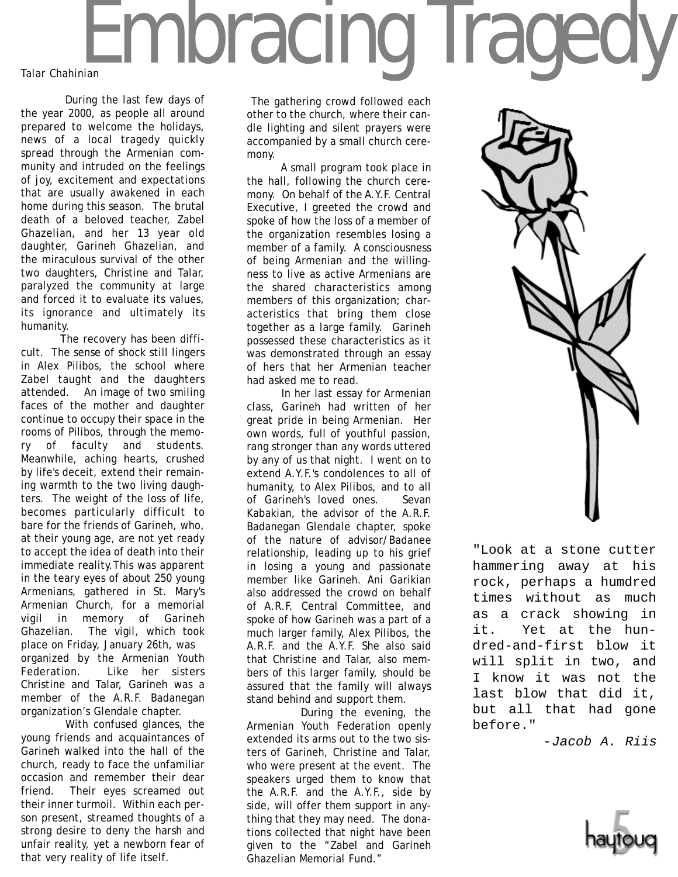# Embracing Tragedy

*Talar Chahinian*

During the last few days of the year 2000, as people all around prepared to welcome the holidays, news of a local tragedy quickly spread through the Armenian community and intruded on the feelings of joy, excitement and expectations that are usually awakened in each home during this season. The brutal death of a beloved teacher, Zabel Ghazelian, and her 13 year old daughter, Garineh Ghazelian, and the miraculous survival of the other two daughters, Christine and Talar, paralyzed the community at large and forced it to evaluate its values, its ignorance and ultimately its humanity.

The recovery has been difficult. The sense of shock still lingers in Alex Pilibos, the school where Zabel taught and the daughters attended. An image of two smiling faces of the mother and daughter continue to occupy their space in the rooms of Pilibos, through the memory of faculty and students. Meanwhile, aching hearts, crushed by life's deceit, extend their remaining warmth to the two living daughters. The weight of the loss of life, becomes particularly difficult to bare for the friends of Garineh, who, at their young age, are not yet ready to accept the idea of death into their immediate reality.This was apparent in the teary eyes of about 250 young Armenians, gathered in St. Mary's Armenian Church, for a memorial vigil in memory of Garineh Ghazelian. The vigil, which took place on Friday, January 26th, was organized by the Armenian Youth Federation. Like her sisters Christine and Talar, Garineh was a member of the A.R.F. Badanegan organization's Glendale chapter.

With confused glances, the young friends and acquaintances of Garineh walked into the hall of the church, ready to face the unfamiliar occasion and remember their dear friend. Their eyes screamed out their inner turmoil. Within each person present, streamed thoughts of a strong desire to deny the harsh and unfair reality, yet a newborn fear of that very reality of life itself.

The gathering crowd followed each other to the church, where their candle lighting and silent prayers were accompanied by a small church ceremony.

A small program took place in the hall, following the church ceremony. On behalf of the A.Y.F. Central Executive, I greeted the crowd and spoke of how the loss of a member of the organization resembles losing a member of a family. A consciousness of being Armenian and the willingness to live as active Armenians are the shared characteristics among members of this organization; characteristics that bring them close together as a large family. Garineh possessed these characteristics as it was demonstrated through an essay of hers that her Armenian teacher had asked me to read.

In her last essay for Armenian class, Garineh had written of her great pride in being Armenian. Her own words, full of youthful passion, rang stronger than any words uttered by any of us that night. I went on to extend A.Y.F.'s condolences to all of humanity, to Alex Pilibos, and to all of Garineh's loved ones. Sevan Kabakian, the advisor of the A.R.F. Badanegan Glendale chapter, spoke of the nature of advisor/Badanee relationship, leading up to his grief in losing a young and passionate member like Garineh. Ani Garikian also addressed the crowd on behalf of A.R.F. Central Committee, and spoke of how Garineh was a part of a much larger family, Alex Pilibos, the A.R.F. and the A.Y.F. She also said that Christine and Talar, also members of this larger family, should be assured that the family will always stand behind and support them.

During the evening, the Armenian Youth Federation openly extended its arms out to the two sisters of Garineh, Christine and Talar, who were present at the event. The speakers urged them to know that the A.R.F. and the A.Y.F., side by side, will offer them support in anything that they may need. The donations collected that night have been given to the "Zabel and Garineh Ghazelian Memorial Fund."

"Look at a stone cutter hammering away at his rock, perhaps a humdred times without as much as a crack showing in it. Yet at the hundred-and-first blow it will split in two, and I know it was not the last blow that did it, but all that had gone before."

*-Jacob A. Riis*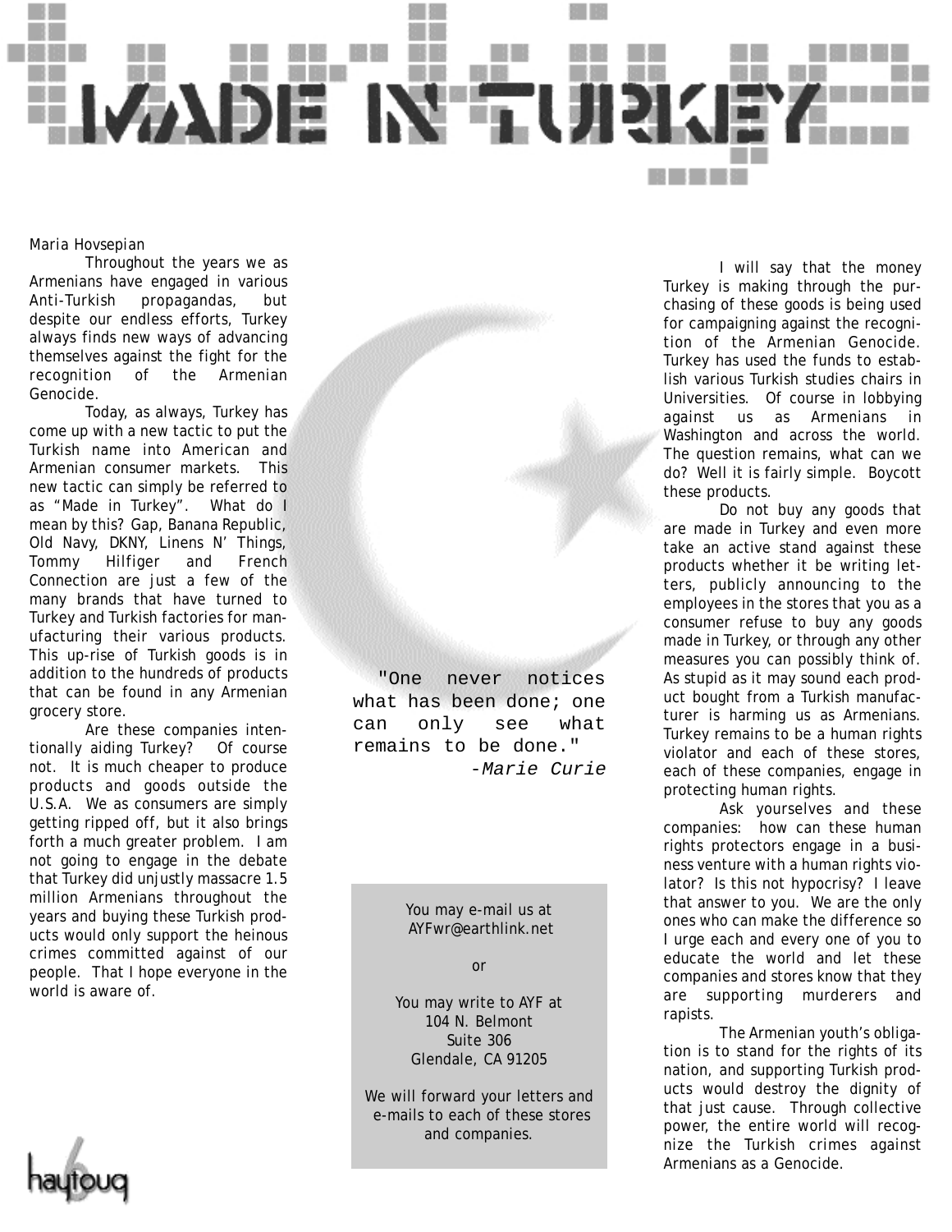# MADE IN TURKEY

Maria Hovsepian

Throughout the years we as Armenians have engaged in various Anti-Turkish propagandas, but despite our endless efforts, Turkey always finds new ways of advancing themselves against the fight for the recognition of the Armenian Genocide.

Today, as always, Turkey has come up with a new tactic to put the Turkish name into American and Armenian consumer markets. This new tactic can simply be referred to as "Made in Turkey". What do I mean by this? Gap, Banana Republic, Old Navy, DKNY, Linens N' Things, Tommy Hilfiger and French Connection are just a few of the many brands that have turned to Turkey and Turkish factories for manufacturing their various products. This up-rise of Turkish goods is in addition to the hundreds of products that can be found in any Armenian grocery store.

Are these companies intentionally aiding Turkey? Of course not. It is much cheaper to produce products and goods outside the U.S.A. We as consumers are simply getting ripped off, but it also brings forth a much greater problem. I am not going to engage in the debate that Turkey did unjustly massacre 1.5 million Armenians throughout the years and buying these Turkish products would only support the heinous crimes committed against of our people. That I hope everyone in the world is aware of.

> "One never notices what has been done; one can only see what remains to be done."
>
> *-Marie Curie*

You may e-mail us at
AYFwr@earthlink.net

or

You may write to AYF at
104 N. Belmont
Suite 306
Glendale, CA 91205

We will forward your letters and e-mails to each of these stores and companies.

I will say that the money Turkey is making through the purchasing of these goods is being used for campaigning against the recognition of the Armenian Genocide. Turkey has used the funds to establish various Turkish studies chairs in Universities. Of course in lobbying against us as Armenians in Washington and across the world. The question remains, what can we do? Well it is fairly simple. Boycott these products.

Do not buy any goods that are made in Turkey and even more take an active stand against these products whether it be writing letters, publicly announcing to the employees in the stores that you as a consumer refuse to buy any goods made in Turkey, or through any other measures you can possibly think of. As stupid as it may sound each product bought from a Turkish manufacturer is harming us as Armenians. Turkey remains to be a human rights violator and each of these stores, each of these companies, engage in protecting human rights.

Ask yourselves and these companies: how can these human rights protectors engage in a business venture with a human rights violator? Is this not hypocrisy? I leave that answer to you. We are the only ones who can make the difference so I urge each and every one of you to educate the world and let these companies and stores know that they are supporting murderers and rapists.

The Armenian youth's obligation is to stand for the rights of its nation, and supporting Turkish products would destroy the dignity of that just cause. Through collective power, the entire world will recognize the Turkish crimes against Armenians as a Genocide.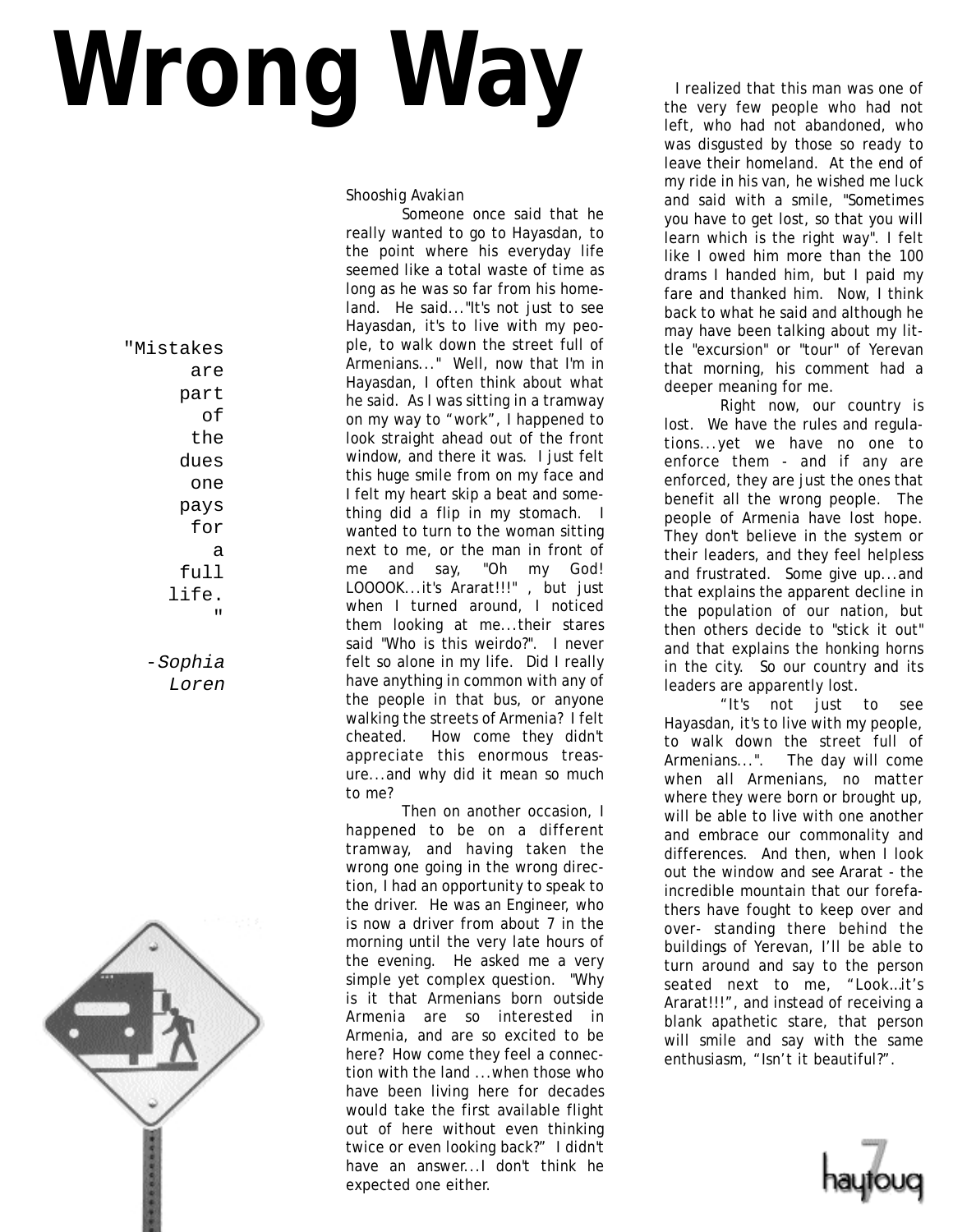# Wrong Way

> "Mistakes are part of the dues one pays for a full life."
>
> -*Sophia Loren*

Shooshig Avakian

Someone once said that he really wanted to go to Hayasdan, to the point where his everyday life seemed like a total waste of time as long as he was so far from his homeland. He said..."It's not just to see Hayasdan, it's to live with my people, to walk down the street full of Armenians..." Well, now that I'm in Hayasdan, I often think about what he said. As I was sitting in a tramway on my way to "work", I happened to look straight ahead out of the front window, and there it was. I just felt this huge smile from on my face and I felt my heart skip a beat and something did a flip in my stomach. I wanted to turn to the woman sitting next to me, or the man in front of me and say, "Oh my God! LOOOOK...it's Ararat!!!" , but just when I turned around, I noticed them looking at me...their stares said "Who is this weirdo?". I never felt so alone in my life. Did I really have anything in common with any of the people in that bus, or anyone walking the streets of Armenia? I felt cheated. How come they didn't appreciate this enormous treasure...and why did it mean so much to me?

Then on another occasion, I happened to be on a different tramway, and having taken the wrong one going in the wrong direction, I had an opportunity to speak to the driver. He was an Engineer, who is now a driver from about 7 in the morning until the very late hours of the evening. He asked me a very simple yet complex question. "Why is it that Armenians born outside Armenia are so interested in Armenia, and are so excited to be here? How come they feel a connection with the land ...when those who have been living here for decades would take the first available flight out of here without even thinking twice or even looking back?" I didn't have an answer...I don't think he expected one either.

I realized that this man was one of the very few people who had not left, who had not abandoned, who was disgusted by those so ready to leave their homeland. At the end of my ride in his van, he wished me luck and said with a smile, "Sometimes you have to get lost, so that you will learn which is the right way". I felt like I owed him more than the 100 drams I handed him, but I paid my fare and thanked him. Now, I think back to what he said and although he may have been talking about my little "excursion" or "tour" of Yerevan that morning, his comment had a deeper meaning for me.

Right now, our country is lost. We have the rules and regulations...yet we have no one to enforce them - and if any are enforced, they are just the ones that benefit all the wrong people. The people of Armenia have lost hope. They don't believe in the system or their leaders, and they feel helpless and frustrated. Some give up...and that explains the apparent decline in the population of our nation, but then others decide to "stick it out" and that explains the honking horns in the city. So our country and its leaders are apparently lost.

"It's not just to see Hayasdan, it's to live with my people, to walk down the street full of Armenians...". The day will come when all Armenians, no matter where they were born or brought up, will be able to live with one another and embrace our commonality and differences. And then, when I look out the window and see Ararat - the incredible mountain that our forefathers have fought to keep over and over- standing there behind the buildings of Yerevan, I'll be able to turn around and say to the person seated next to me, "Look…it's Ararat!!!", and instead of receiving a blank apathetic stare, that person will smile and say with the same enthusiasm, "Isn't it beautiful?".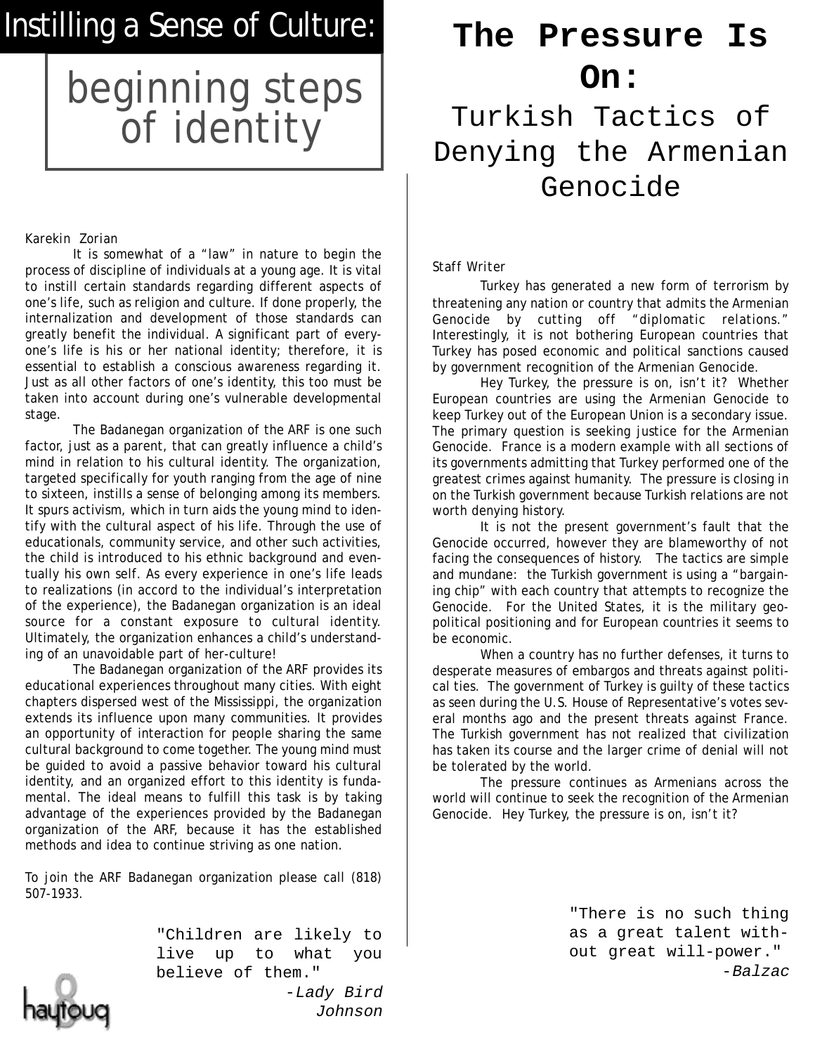# Instilling a Sense of Culture:

## beginning steps of identity

Karekin Zorian

It is somewhat of a "law" in nature to begin the process of discipline of individuals at a young age. It is vital to instill certain standards regarding different aspects of one's life, such as religion and culture. If done properly, the internalization and development of those standards can greatly benefit the individual. A significant part of everyone's life is his or her national identity; therefore, it is essential to establish a conscious awareness regarding it. Just as all other factors of one's identity, this too must be taken into account during one's vulnerable developmental stage.

The Badanegan organization of the ARF is one such factor, just as a parent, that can greatly influence a child's mind in relation to his cultural identity. The organization, targeted specifically for youth ranging from the age of nine to sixteen, instills a sense of belonging among its members. It spurs activism, which in turn aids the young mind to identify with the cultural aspect of his life. Through the use of educationals, community service, and other such activities, the child is introduced to his ethnic background and eventually his own self. As every experience in one's life leads to realizations (in accord to the individual's interpretation of the experience), the Badanegan organization is an ideal source for a constant exposure to cultural identity. Ultimately, the organization enhances a child's understanding of an unavoidable part of her-culture!

The Badanegan organization of the ARF provides its educational experiences throughout many cities. With eight chapters dispersed west of the Mississippi, the organization extends its influence upon many communities. It provides an opportunity of interaction for people sharing the same cultural background to come together. The young mind must be guided to avoid a passive behavior toward his cultural identity, and an organized effort to this identity is fundamental. The ideal means to fulfill this task is by taking advantage of the experiences provided by the Badanegan organization of the ARF, because it has the established methods and idea to continue striving as one nation.

To join the ARF Badanegan organization please call (818) 507-1933.

"Children are likely to live up to what you believe of them."
-*Lady Bird Johnson*

# The Pressure Is On:

## Turkish Tactics of Denying the Armenian Genocide

Staff Writer

Turkey has generated a new form of terrorism by threatening any nation or country that admits the Armenian Genocide by cutting off "diplomatic relations." Interestingly, it is not bothering European countries that Turkey has posed economic and political sanctions caused by government recognition of the Armenian Genocide.

Hey Turkey, the pressure is on, isn't it? Whether European countries are using the Armenian Genocide to keep Turkey out of the European Union is a secondary issue. The primary question is seeking justice for the Armenian Genocide. France is a modern example with all sections of its governments admitting that Turkey performed one of the greatest crimes against humanity. The pressure is closing in on the Turkish government because Turkish relations are not worth denying history.

It is not the present government's fault that the Genocide occurred, however they are blameworthy of not facing the consequences of history. The tactics are simple and mundane: the Turkish government is using a "bargaining chip" with each country that attempts to recognize the Genocide. For the United States, it is the military geo-political positioning and for European countries it seems to be economic.

When a country has no further defenses, it turns to desperate measures of embargos and threats against political ties. The government of Turkey is guilty of these tactics as seen during the U.S. House of Representative's votes several months ago and the present threats against France. The Turkish government has not realized that civilization has taken its course and the larger crime of denial will not be tolerated by the world.

The pressure continues as Armenians across the world will continue to seek the recognition of the Armenian Genocide. Hey Turkey, the pressure is on, isn't it?

"There is no such thing as a great talent without great will-power."
-*Balzac*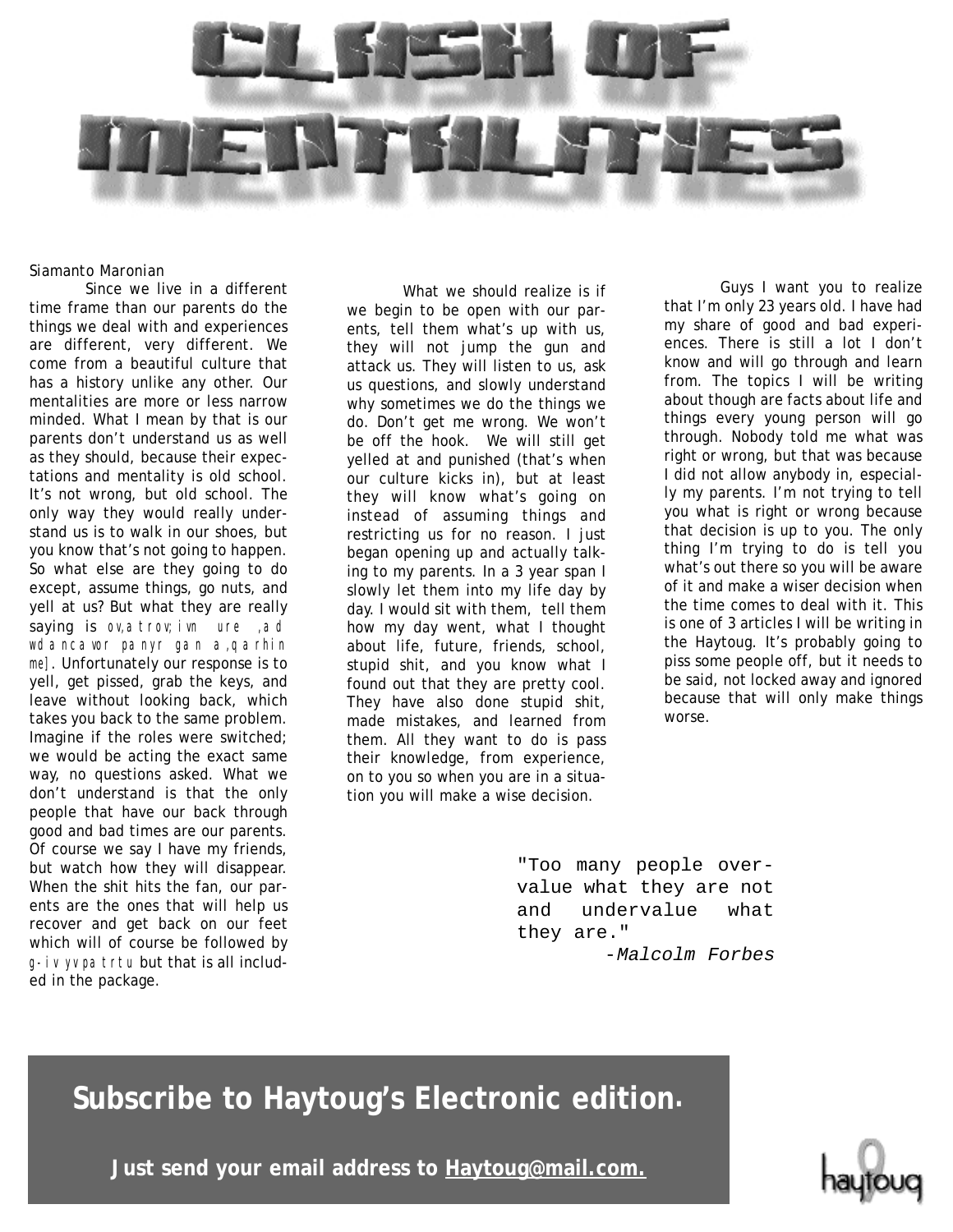# CLASH OF MENTALITIES

Siamanto Maronian

Since we live in a different time frame than our parents do the things we deal with and experiences are different, very different. We come from a beautiful culture that has a history unlike any other. Our mentalities are more or less narrow minded. What I mean by that is our parents don't understand us as well as they should, because their expectations and mentality is old school. It's not wrong, but old school. The only way they would really understand us is to walk in our shoes, but you know that's not going to happen. So what else are they going to do except, assume things, go nuts, and yell at us? But what they are really saying is ov,atrov;ivn ure ,ad wdancavor panyr gan a,qarhin me]. Unfortunately our response is to yell, get pissed, grab the keys, and leave without looking back, which takes you back to the same problem. Imagine if the roles were switched; we would be acting the exact same way, no questions asked. What we don't understand is that the only people that have our back through good and bad times are our parents. Of course we say I have my friends, but watch how they will disappear. When the shit hits the fan, our parents are the ones that will help us recover and get back on our feet which will of course be followed by g-ivyvpatrtu but that is all included in the package.

What we should realize is if we begin to be open with our parents, tell them what's up with us, they will not jump the gun and attack us. They will listen to us, ask us questions, and slowly understand why sometimes we do the things we do. Don't get me wrong. We won't be off the hook. We will still get yelled at and punished (that's when our culture kicks in), but at least they will know what's going on instead of assuming things and restricting us for no reason. I just began opening up and actually talking to my parents. In a 3 year span I slowly let them into my life day by day. I would sit with them, tell them how my day went, what I thought about life, future, friends, school, stupid shit, and you know what I found out that they are pretty cool. They have also done stupid shit, made mistakes, and learned from them. All they want to do is pass their knowledge, from experience, on to you so when you are in a situation you will make a wise decision.

Guys I want you to realize that I'm only 23 years old. I have had my share of good and bad experiences. There is still a lot I don't know and will go through and learn from. The topics I will be writing about though are facts about life and things every young person will go through. Nobody told me what was right or wrong, but that was because I did not allow anybody in, especially my parents. I'm not trying to tell you what is right or wrong because that decision is up to you. The only thing I'm trying to do is tell you what's out there so you will be aware of it and make a wiser decision when the time comes to deal with it. This is one of 3 articles I will be writing in the Haytoug. It's probably going to piss some people off, but it needs to be said, not locked away and ignored because that will only make things worse.

"Too many people overvalue what they are not and undervalue what they are."

*-Malcolm Forbes*

**Subscribe to Haytoug's Electronic edition.**

**Just send your email address to Haytoug@mail.com.**

haytoug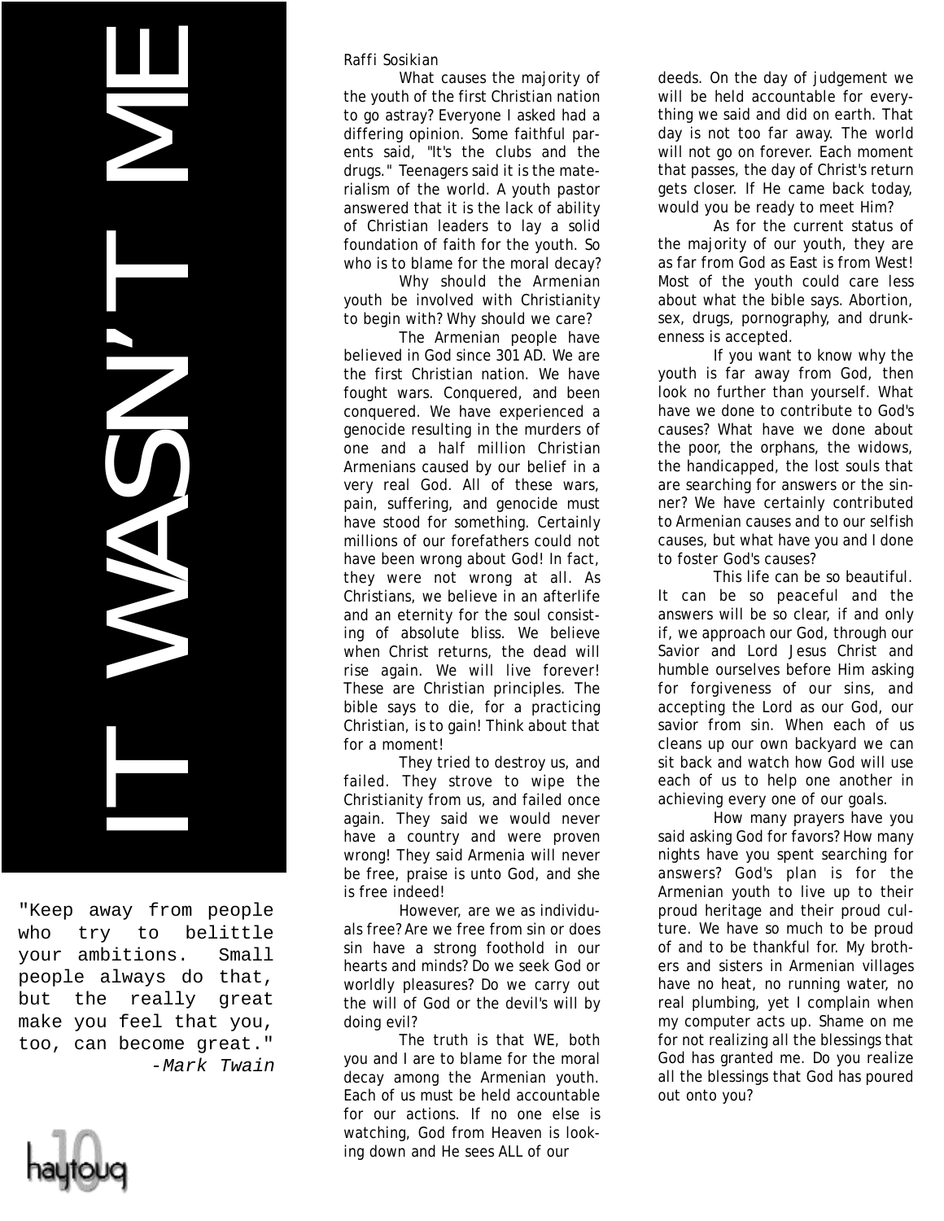# IT WASN'T ME

Raffi Sosikian

What causes the majority of the youth of the first Christian nation to go astray? Everyone I asked had a differing opinion. Some faithful parents said, "It's the clubs and the drugs." Teenagers said it is the materialism of the world. A youth pastor answered that it is the lack of ability of Christian leaders to lay a solid foundation of faith for the youth. So who is to blame for the moral decay?

Why should the Armenian youth be involved with Christianity to begin with? Why should we care?

The Armenian people have believed in God since 301 AD. We are the first Christian nation. We have fought wars. Conquered, and been conquered. We have experienced a genocide resulting in the murders of one and a half million Christian Armenians caused by our belief in a very real God. All of these wars, pain, suffering, and genocide must have stood for something. Certainly millions of our forefathers could not have been wrong about God! In fact, they were not wrong at all. As Christians, we believe in an afterlife and an eternity for the soul consisting of absolute bliss. We believe when Christ returns, the dead will rise again. We will live forever! These are Christian principles. The bible says to die, for a practicing Christian, is to gain! Think about that for a moment!

They tried to destroy us, and failed. They strove to wipe the Christianity from us, and failed once again. They said we would never have a country and were proven wrong! They said Armenia will never be free, praise is unto God, and she is free indeed!

However, are we as individuals free? Are we free from sin or does sin have a strong foothold in our hearts and minds? Do we seek God or worldly pleasures? Do we carry out the will of God or the devil's will by doing evil?

The truth is that WE, both you and I are to blame for the moral decay among the Armenian youth. Each of us must be held accountable for our actions. If no one else is watching, God from Heaven is looking down and He sees ALL of our deeds. On the day of judgement we will be held accountable for everything we said and did on earth. That day is not too far away. The world will not go on forever. Each moment that passes, the day of Christ's return gets closer. If He came back today, would you be ready to meet Him?

As for the current status of the majority of our youth, they are as far from God as East is from West! Most of the youth could care less about what the bible says. Abortion, sex, drugs, pornography, and drunkenness is accepted.

If you want to know why the youth is far away from God, then look no further than yourself. What have we done to contribute to God's causes? What have we done about the poor, the orphans, the widows, the handicapped, the lost souls that are searching for answers or the sinner? We have certainly contributed to Armenian causes and to our selfish causes, but what have you and I done to foster God's causes?

This life can be so beautiful. It can be so peaceful and the answers will be so clear, if and only if, we approach our God, through our Savior and Lord Jesus Christ and humble ourselves before Him asking for forgiveness of our sins, and accepting the Lord as our God, our savior from sin. When each of us cleans up our own backyard we can sit back and watch how God will use each of us to help one another in achieving every one of our goals.

How many prayers have you said asking God for favors? How many nights have you spent searching for answers? God's plan is for the Armenian youth to live up to their proud heritage and their proud culture. We have so much to be proud of and to be thankful for. My brothers and sisters in Armenian villages have no heat, no running water, no real plumbing, yet I complain when my computer acts up. Shame on me for not realizing all the blessings that God has granted me. Do you realize all the blessings that God has poured out onto you?

"Keep away from people who try to belittle your ambitions. Small people always do that, but the really great make you feel that you, too, can become great."
-*Mark Twain*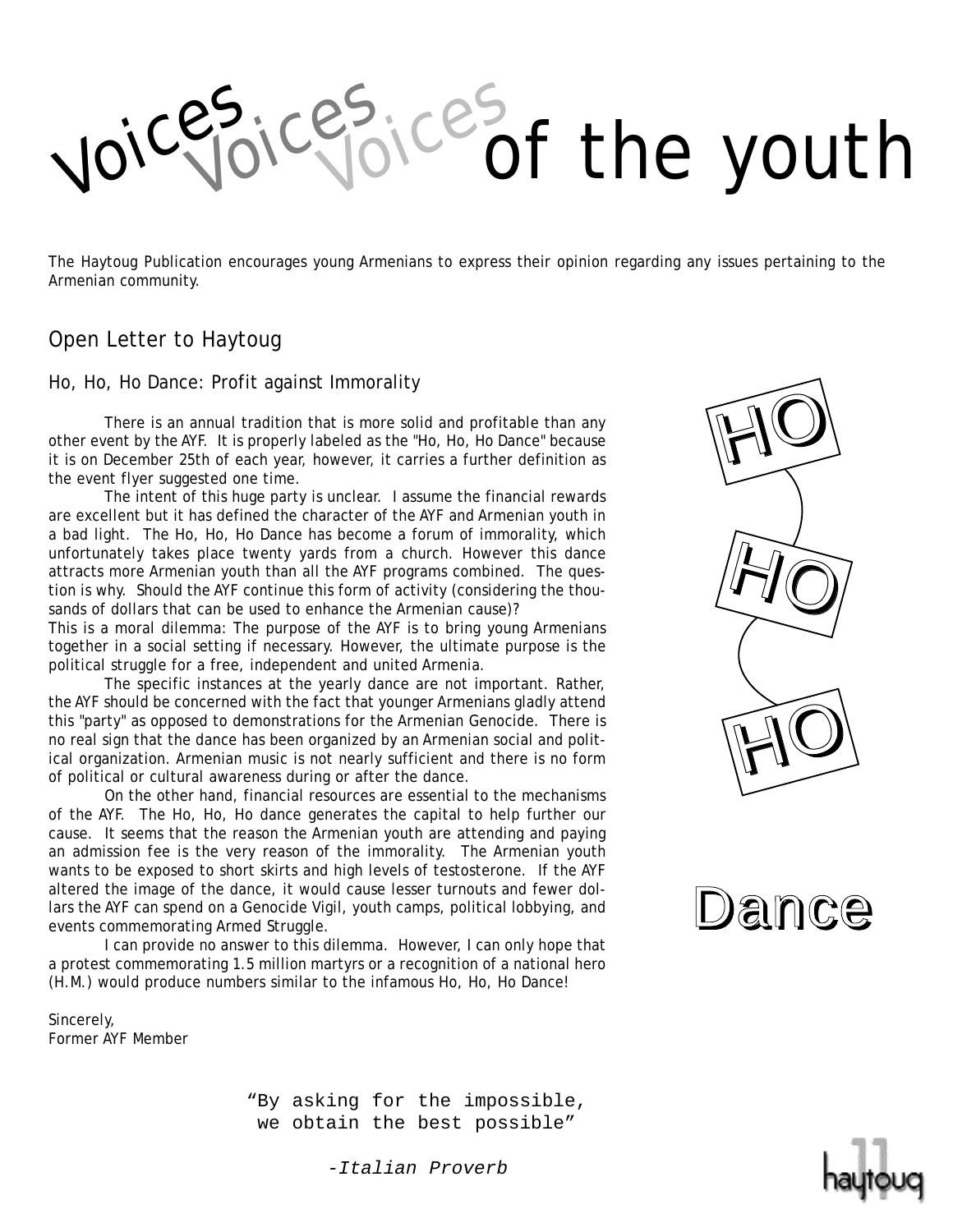# Voices Voices Voices of the youth

The Haytoug Publication encourages young Armenians to express their opinion regarding any issues pertaining to the Armenian community.

## Open Letter to Haytoug

### Ho, Ho, Ho Dance: Profit against Immorality

There is an annual tradition that is more solid and profitable than any other event by the AYF. It is properly labeled as the "Ho, Ho, Ho Dance" because it is on December 25th of each year, however, it carries a further definition as the event flyer suggested one time.

The intent of this huge party is unclear. I assume the financial rewards are excellent but it has defined the character of the AYF and Armenian youth in a bad light. The Ho, Ho, Ho Dance has become a forum of immorality, which unfortunately takes place twenty yards from a church. However this dance attracts more Armenian youth than all the AYF programs combined. The question is why. Should the AYF continue this form of activity (considering the thousands of dollars that can be used to enhance the Armenian cause)?

This is a moral dilemma: The purpose of the AYF is to bring young Armenians together in a social setting if necessary. However, the ultimate purpose is the political struggle for a free, independent and united Armenia.

The specific instances at the yearly dance are not important. Rather, the AYF should be concerned with the fact that younger Armenians gladly attend this "party" as opposed to demonstrations for the Armenian Genocide. There is no real sign that the dance has been organized by an Armenian social and political organization. Armenian music is not nearly sufficient and there is no form of political or cultural awareness during or after the dance.

On the other hand, financial resources are essential to the mechanisms of the AYF. The Ho, Ho, Ho dance generates the capital to help further our cause. It seems that the reason the Armenian youth are attending and paying an admission fee is the very reason of the immorality. The Armenian youth wants to be exposed to short skirts and high levels of testosterone. If the AYF altered the image of the dance, it would cause lesser turnouts and fewer dollars the AYF can spend on a Genocide Vigil, youth camps, political lobbying, and events commemorating Armed Struggle.

I can provide no answer to this dilemma. However, I can only hope that a protest commemorating 1.5 million martyrs or a recognition of a national hero (H.M.) would produce numbers similar to the infamous Ho, Ho, Ho Dance!

Sincerely,
Former AYF Member

HO HO HO Dance

"By asking for the impossible, we obtain the best possible"

*-Italian Proverb*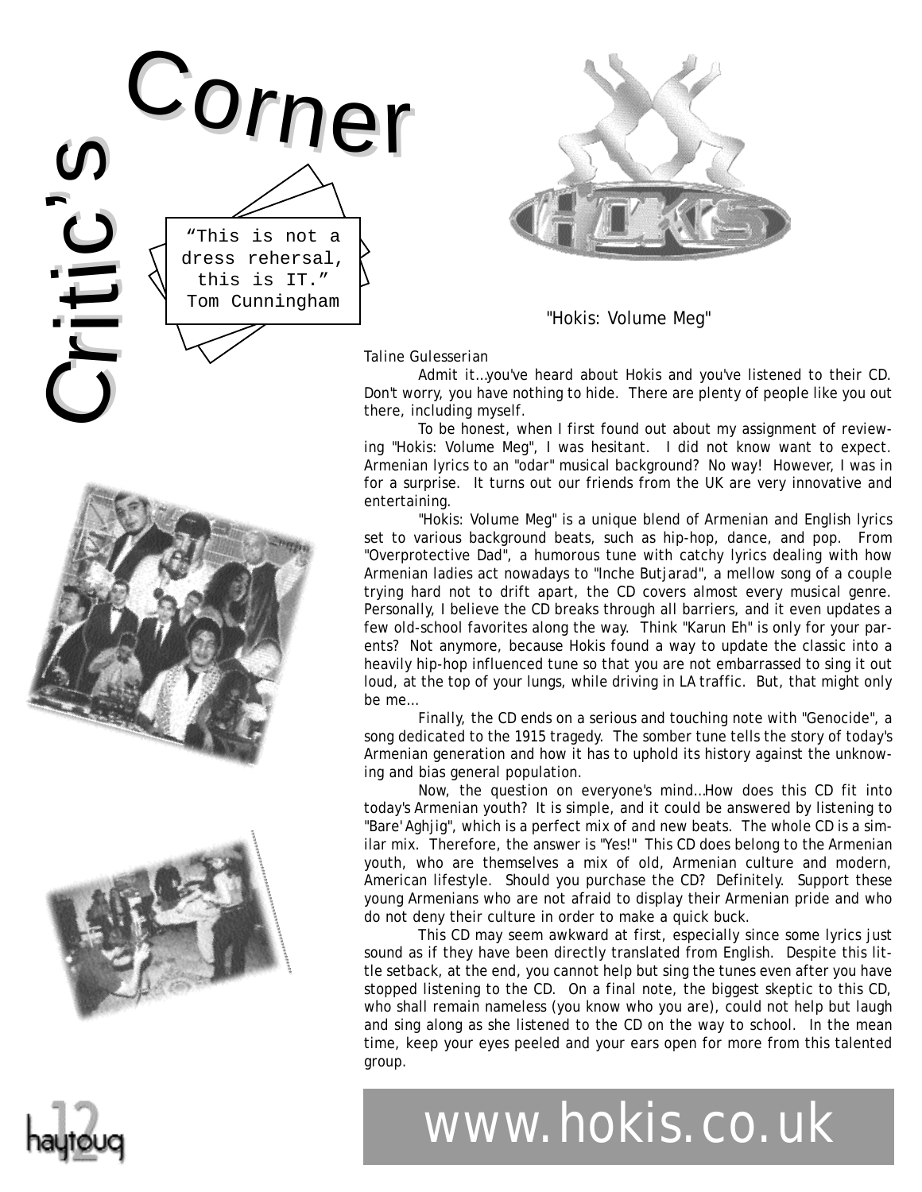# Critic's Corner

"This is not a dress rehersal, this is IT."
Tom Cunningham

"Hokis: Volume Meg"

*Taline Gulesserian*

Admit it…you've heard about Hokis and you've listened to their CD. Don't worry, you have nothing to hide. There are plenty of people like you out there, including myself.

To be honest, when I first found out about my assignment of reviewing "Hokis: Volume Meg", I was hesitant. I did not know want to expect. Armenian lyrics to an "odar" musical background? No way! However, I was in for a surprise. It turns out our friends from the UK are very innovative and entertaining.

"Hokis: Volume Meg" is a unique blend of Armenian and English lyrics set to various background beats, such as hip-hop, dance, and pop. From "Overprotective Dad", a humorous tune with catchy lyrics dealing with how Armenian ladies act nowadays to "Inche Butjarad", a mellow song of a couple trying hard not to drift apart, the CD covers almost every musical genre. Personally, I believe the CD breaks through all barriers, and it even updates a few old-school favorites along the way. Think "Karun Eh" is only for your parents? Not anymore, because Hokis found a way to update the classic into a heavily hip-hop influenced tune so that you are not embarrassed to sing it out loud, at the top of your lungs, while driving in LA traffic. But, that might only be me…

Finally, the CD ends on a serious and touching note with "Genocide", a song dedicated to the 1915 tragedy. The somber tune tells the story of today's Armenian generation and how it has to uphold its history against the unknowing and bias general population.

Now, the question on everyone's mind…How does this CD fit into today's Armenian youth? It is simple, and it could be answered by listening to "Bare' Aghjig", which is a perfect mix of and new beats. The whole CD is a similar mix. Therefore, the answer is "Yes!" This CD does belong to the Armenian youth, who are themselves a mix of old, Armenian culture and modern, American lifestyle. Should you purchase the CD? Definitely. Support these young Armenians who are not afraid to display their Armenian pride and who do not deny their culture in order to make a quick buck.

This CD may seem awkward at first, especially since some lyrics just sound as if they have been directly translated from English. Despite this little setback, at the end, you cannot help but sing the tunes even after you have stopped listening to the CD. On a final note, the biggest skeptic to this CD, who shall remain nameless (you know who you are), could not help but laugh and sing along as she listened to the CD on the way to school. In the mean time, keep your eyes peeled and your ears open for more from this talented group.

www.hokis.co.uk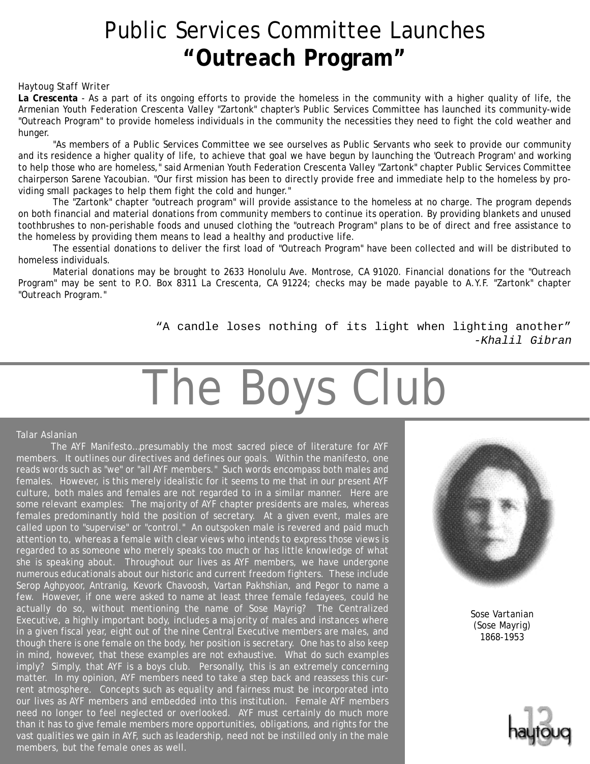# Public Services Committee Launches **"Outreach Program"**

Haytoug Staff Writer

**La Crescenta** - As a part of its ongoing efforts to provide the homeless in the community with a higher quality of life, the Armenian Youth Federation Crescenta Valley "Zartonk" chapter's Public Services Committee has launched its community-wide "Outreach Program" to provide homeless individuals in the community the necessities they need to fight the cold weather and hunger.

"As members of a Public Services Committee we see ourselves as Public Servants who seek to provide our community and its residence a higher quality of life, to achieve that goal we have begun by launching the 'Outreach Program' and working to help those who are homeless," said Armenian Youth Federation Crescenta Valley "Zartonk" chapter Public Services Committee chairperson Sarene Yacoubian. "Our first mission has been to directly provide free and immediate help to the homeless by providing small packages to help them fight the cold and hunger."

The "Zartonk" chapter "outreach program" will provide assistance to the homeless at no charge. The program depends on both financial and material donations from community members to continue its operation. By providing blankets and unused toothbrushes to non-perishable foods and unused clothing the "outreach Program" plans to be of direct and free assistance to the homeless by providing them means to lead a healthy and productive life.

The essential donations to deliver the first load of "Outreach Program" have been collected and will be distributed to homeless individuals.

Material donations may be brought to 2633 Honolulu Ave. Montrose, CA 91020. Financial donations for the "Outreach Program" may be sent to P.O. Box 8311 La Crescenta, CA 91224; checks may be made payable to A.Y.F. "Zartonk" chapter "Outreach Program."

"A candle loses nothing of its light when lighting another"
*-Khalil Gibran*

# The Boys Club

Talar Aslanian

The AYF Manifesto…presumably the most sacred piece of literature for AYF members. It outlines our directives and defines our goals. Within the manifesto, one reads words such as "we" or "all AYF members." Such words encompass both males and females. However, is this merely idealistic for it seems to me that in our present AYF culture, both males and females are not regarded to in a similar manner. Here are some relevant examples: The majority of AYF chapter presidents are males, whereas females predominantly hold the position of secretary. At a given event, males are called upon to "supervise" or "control." An outspoken male is revered and paid much attention to, whereas a female with clear views who intends to express those views is regarded to as someone who merely speaks too much or has little knowledge of what she is speaking about. Throughout our lives as AYF members, we have undergone numerous educationals about our historic and current freedom fighters. These include Serop Aghpyoor, Antranig, Kevork Chavoosh, Vartan Pakhshian, and Pegor to name a few. However, if one were asked to name at least three female fedayees, could he actually do so, without mentioning the name of Sose Mayrig? The Centralized Executive, a highly important body, includes a majority of males and instances where in a given fiscal year, eight out of the nine Central Executive members are males, and though there is one female on the body, her position is secretary. One has to also keep in mind, however, that these examples are not exhaustive. What do such examples imply? Simply, that AYF is a boys club. Personally, this is an extremely concerning matter. In my opinion, AYF members need to take a step back and reassess this current atmosphere. Concepts such as equality and fairness must be incorporated into our lives as AYF members and embedded into this institution. Female AYF members need no longer to feel neglected or overlooked. AYF must certainly do much more than it has to give female members more opportunities, obligations, and rights for the vast qualities we gain in AYF, such as leadership, need not be instilled only in the male members, but the female ones as well.

Sose Vartanian
(Sose Mayrig)
1868-1953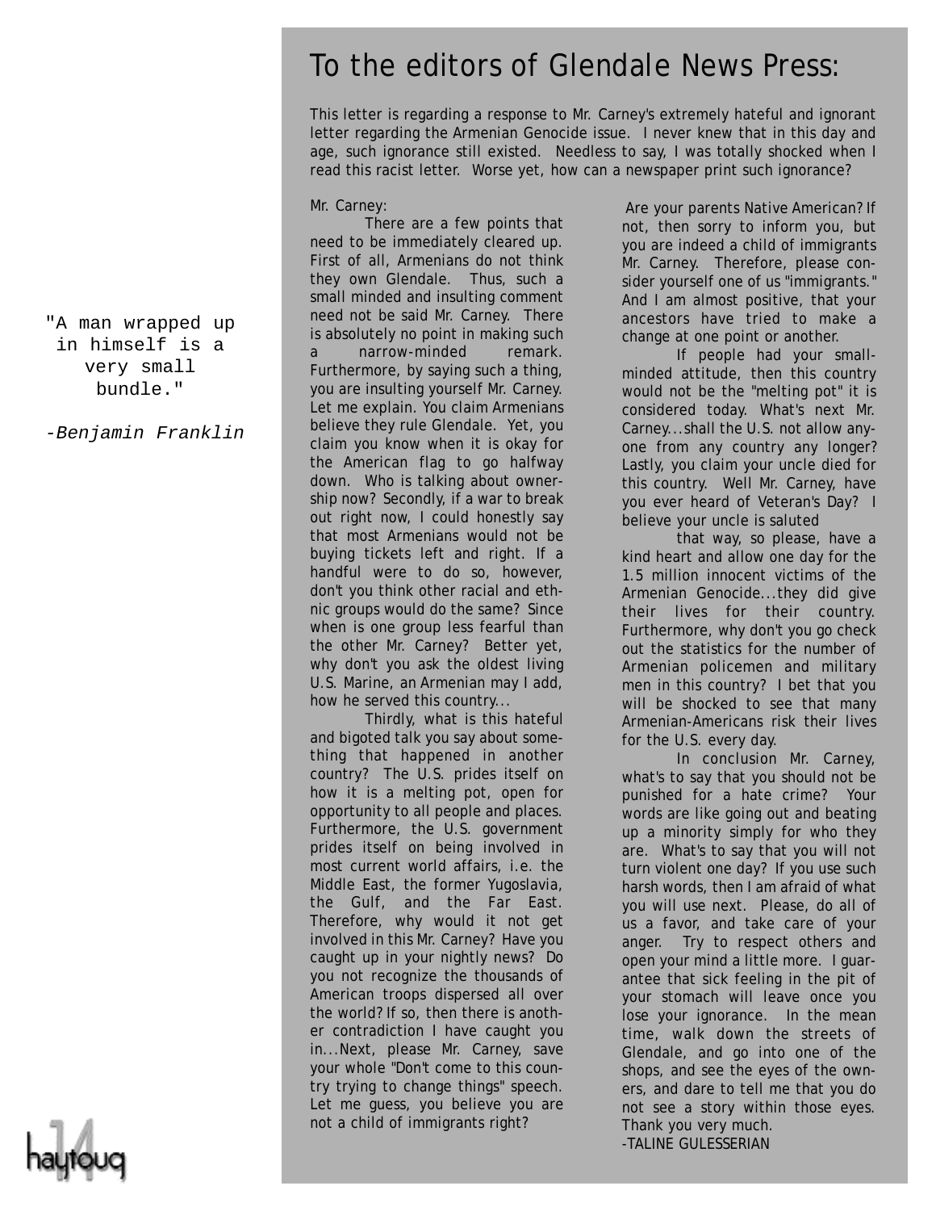"A man wrapped up in himself is a very small bundle."

*-Benjamin Franklin*

# To the editors of Glendale News Press:

This letter is regarding a response to Mr. Carney's extremely hateful and ignorant letter regarding the Armenian Genocide issue. I never knew that in this day and age, such ignorance still existed. Needless to say, I was totally shocked when I read this racist letter. Worse yet, how can a newspaper print such ignorance?

Mr. Carney:

There are a few points that need to be immediately cleared up. First of all, Armenians do not think they own Glendale. Thus, such a small minded and insulting comment need not be said Mr. Carney. There is absolutely no point in making such a narrow-minded remark. Furthermore, by saying such a thing, you are insulting yourself Mr. Carney. Let me explain. You claim Armenians believe they rule Glendale. Yet, you claim you know when it is okay for the American flag to go halfway down. Who is talking about ownership now? Secondly, if a war to break out right now, I could honestly say that most Armenians would not be buying tickets left and right. If a handful were to do so, however, don't you think other racial and ethnic groups would do the same? Since when is one group less fearful than the other Mr. Carney? Better yet, why don't you ask the oldest living U.S. Marine, an Armenian may I add, how he served this country...

Thirdly, what is this hateful and bigoted talk you say about something that happened in another country? The U.S. prides itself on how it is a melting pot, open for opportunity to all people and places. Furthermore, the U.S. government prides itself on being involved in most current world affairs, i.e. the Middle East, the former Yugoslavia, the Gulf, and the Far East. Therefore, why would it not get involved in this Mr. Carney? Have you caught up in your nightly news? Do you not recognize the thousands of American troops dispersed all over the world? If so, then there is another contradiction I have caught you in...Next, please Mr. Carney, save your whole "Don't come to this country trying to change things" speech. Let me guess, you believe you are not a child of immigrants right? Are your parents Native American? If not, then sorry to inform you, but you are indeed a child of immigrants Mr. Carney. Therefore, please consider yourself one of us "immigrants." And I am almost positive, that your ancestors have tried to make a change at one point or another.

If people had your small-minded attitude, then this country would not be the "melting pot" it is considered today. What's next Mr. Carney...shall the U.S. not allow anyone from any country any longer? Lastly, you claim your uncle died for this country. Well Mr. Carney, have you ever heard of Veteran's Day? I believe your uncle is saluted that way, so please, have a kind heart and allow one day for the 1.5 million innocent victims of the Armenian Genocide...they did give their lives for their country. Furthermore, why don't you go check out the statistics for the number of Armenian policemen and military men in this country? I bet that you will be shocked to see that many Armenian-Americans risk their lives for the U.S. every day.

In conclusion Mr. Carney, what's to say that you should not be punished for a hate crime? Your words are like going out and beating up a minority simply for who they are. What's to say that you will not turn violent one day? If you use such harsh words, then I am afraid of what you will use next. Please, do all of us a favor, and take care of your anger. Try to respect others and open your mind a little more. I guarantee that sick feeling in the pit of your stomach will leave once you lose your ignorance. In the mean time, walk down the streets of Glendale, and go into one of the shops, and see the eyes of the owners, and dare to tell me that you do not see a story within those eyes. Thank you very much.

-TALINE GULESSERIAN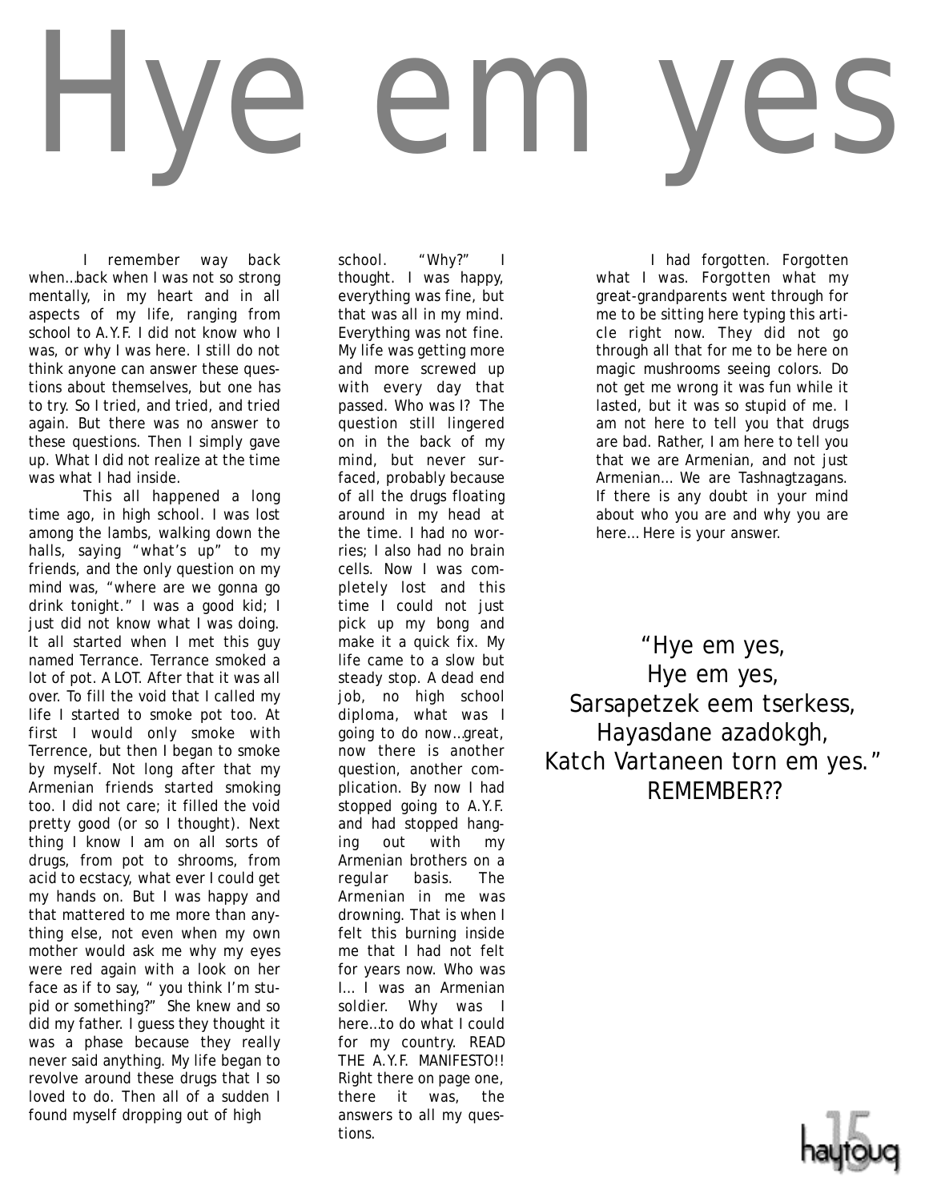# Hye em yes

I remember way back when…back when I was not so strong mentally, in my heart and in all aspects of my life, ranging from school to A.Y.F. I did not know who I was, or why I was here. I still do not think anyone can answer these questions about themselves, but one has to try. So I tried, and tried, and tried again. But there was no answer to these questions. Then I simply gave up. What I did not realize at the time was what I had inside.

This all happened a long time ago, in high school. I was lost among the lambs, walking down the halls, saying "what's up" to my friends, and the only question on my mind was, "where are we gonna go drink tonight." I was a good kid; I just did not know what I was doing. It all started when I met this guy named Terrance. Terrance smoked a lot of pot. A LOT. After that it was all over. To fill the void that I called my life I started to smoke pot too. At first I would only smoke with Terrence, but then I began to smoke by myself. Not long after that my Armenian friends started smoking too. I did not care; it filled the void pretty good (or so I thought). Next thing I know I am on all sorts of drugs, from pot to shrooms, from acid to ecstacy, what ever I could get my hands on. But I was happy and that mattered to me more than anything else, not even when my own mother would ask me why my eyes were red again with a look on her face as if to say, " you think I'm stupid or something?" She knew and so did my father. I guess they thought it was a phase because they really never said anything. My life began to revolve around these drugs that I so loved to do. Then all of a sudden I found myself dropping out of high school. "Why?" I thought. I was happy, everything was fine, but that was all in my mind. Everything was not fine. My life was getting more and more screwed up with every day that passed. Who was I? The question still lingered on in the back of my mind, but never surfaced, probably because of all the drugs floating around in my head at the time. I had no worries; I also had no brain cells. Now I was completely lost and this time I could not just pick up my bong and make it a quick fix. My life came to a slow but steady stop. A dead end job, no high school diploma, what was I going to do now…great, now there is another question, another complication. By now I had stopped going to A.Y.F. and had stopped hanging out with my Armenian brothers on a regular basis. The Armenian in me was drowning. That is when I felt this burning inside me that I had not felt for years now. Who was I… I was an Armenian soldier. Why was I here…to do what I could for my country. READ THE A.Y.F. MANIFESTO!! Right there on page one, there it was, the answers to all my questions.

I had forgotten. Forgotten what I was. Forgotten what my great-grandparents went through for me to be sitting here typing this article right now. They did not go through all that for me to be here on magic mushrooms seeing colors. Do not get me wrong it was fun while it lasted, but it was so stupid of me. I am not here to tell you that drugs are bad. Rather, I am here to tell you that we are Armenian, and not just Armenian… We are Tashnagtzagans. If there is any doubt in your mind about who you are and why you are here… Here is your answer.

"Hye em yes,
Hye em yes,
Sarsapetzek eem tserkess,
Hayasdane azadokgh,
Katch Vartaneen torn em yes."
REMEMBER??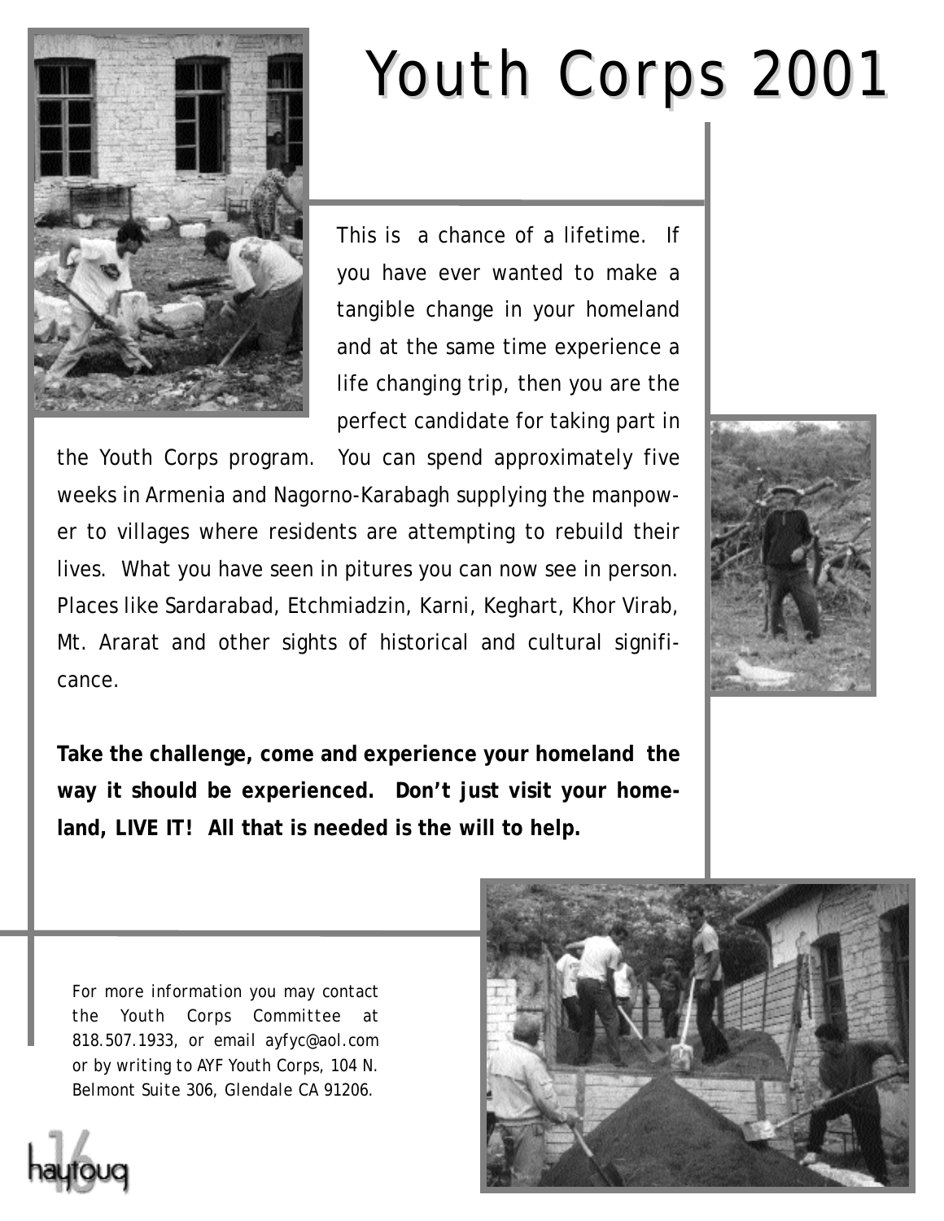# Youth Corps 2001

This is a chance of a lifetime. If you have ever wanted to make a tangible change in your homeland and at the same time experience a life changing trip, then you are the perfect candidate for taking part in the Youth Corps program. You can spend approximately five weeks in Armenia and Nagorno-Karabagh supplying the manpower to villages where residents are attempting to rebuild their lives. What you have seen in pitures you can now see in person. Places like Sardarabad, Etchmiadzin, Karni, Keghart, Khor Virab, Mt. Ararat and other sights of historical and cultural significance.

**Take the challenge, come and experience your homeland the way it should be experienced. Don't just visit your homeland, LIVE IT! All that is needed is the will to help.**

For more information you may contact the Youth Corps Committee at 818.507.1933, or email ayfyc@aol.com or by writing to AYF Youth Corps, 104 N. Belmont Suite 306, Glendale CA 91206.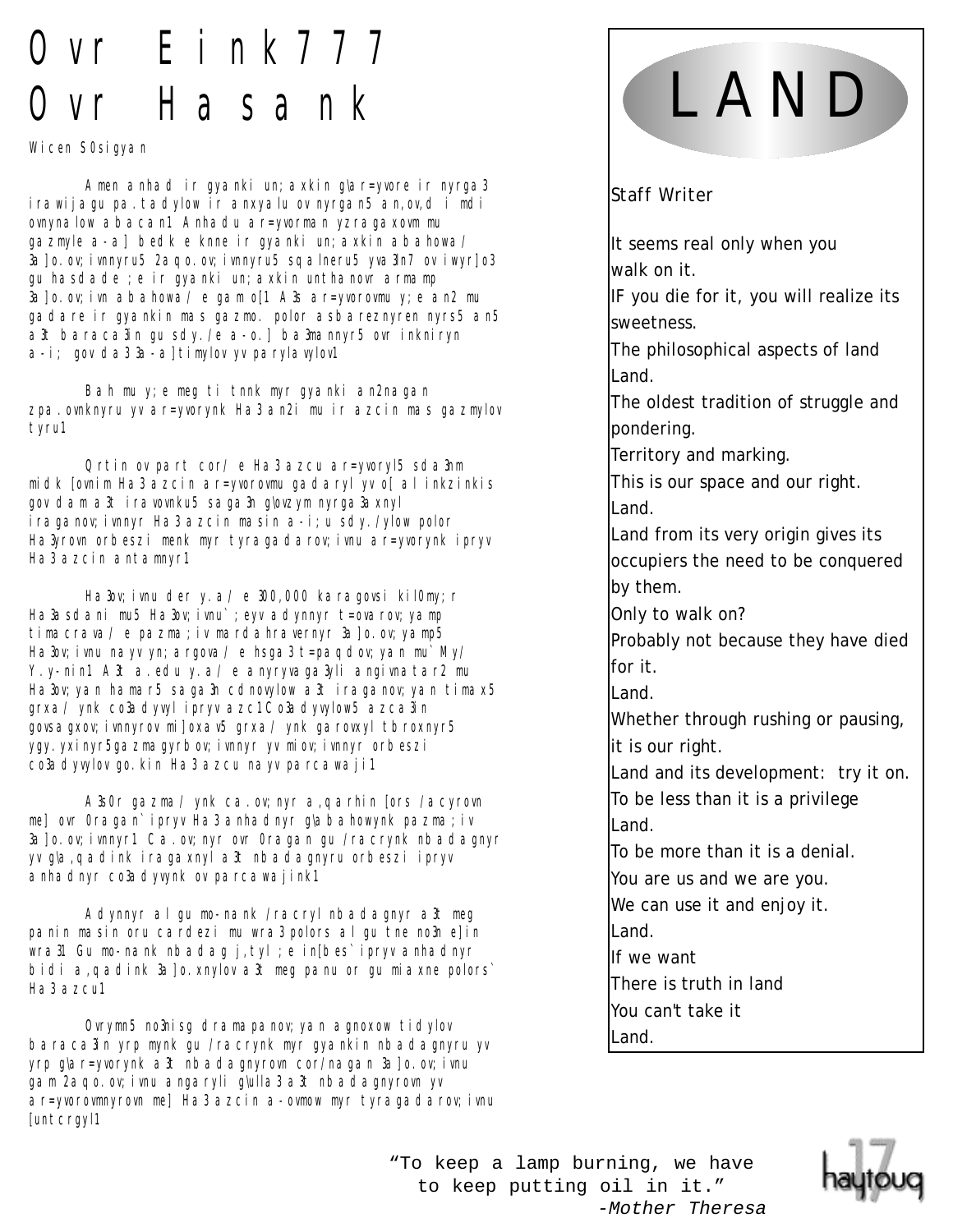# Ovr Eink777 Ovr Hasank

Wicen S0sigyan

Amen anhad ir gyanki un;axkin g\ar=yvore ir nyrga3 irawijagu pa.tadylow ir anxyalu ovnyrgan5 an,ov,d i mdi ovnynalow abacan1 Anhadu ar=yvorman yzragaxovm mu gazmyle a-a] bedk e knne ir gyanki un;axkin abahowa/ 3a]o.ov;ivnnyru5 2aqo.ov;ivnnyru5 sqalneru5 yva3in7 ov iwyr]o3 gu hasdade ;e ir gyanki un;axkin unthanovr armamp 3a]o.ov;ivn abahowa/ e gam o[1 A3s ar=yvorovmu y;e an2 mu gadare ir gyankin mas gazmo. polor asbareznyren nyrs5 an5 a3t baraca3in gu sdy./e a-o.] ba3mannyr5 ovr inkniryn a-i; govda33a-a]timylov yv parylavylov1

Bah mu y;e meg ti tnnk myr gyanki an2nagan zpa.ovnknyru yv ar=yvorynk Ha3an2i mu ir azcin mas gazmylov tyru1

Qrtin ovpart cor/e Ha3azcu ar=yvoryl5 sda3nm midk [ovnim Ha3azcin ar=yvorovmu gadaryl yv o[ al inkzinkis govdam a3t iravovnku5 saga3n g\ovzym nyrga3axnyl iraganov;ivnnyr Ha3azcin masin a-i;u sdy./ylow polor Ha3yrovn orbeszi menk myr tyragadarov;ivnu ar=yvorynk ipryv Ha3azcin antamnyr1

Ha3ov;ivnu der y.a/ e 300,000 karagovsi kil0my;r Ha3asdani mu5 Ha3ov;ivnu`;eyvadynnyr t=ovarov;yamp timacrava/ e pazma;iv mardahravernyr 3a]o.ov;yamp5 Ha3ov;ivnu nayvyn;argova/ e hsga3 t=paqdov;yan mu`My/ Y.y-nin1 A3t a.edu y.a/ e anyryvaga3yli angivnatar2 mu Ha3ov;yan hamar5 saga3n cdnovylow a3t iraganov;yan timax5 grxa/ynk co3adyvyl ipryv azc1Co3adyvylow5 azca3in govsagxov;ivnnyrov mi]oxav5 grxa/ynk garovxyl tbroxnyr5 ygy.yxinyr5gazmagyrbov;ivnnyr yv miov;ivnnyr orbeszi co3adyvylov go.kin Ha3azcu nayv parcawaji1

A3s0r gazma/ynk ca.ov;nyr a,qarhin [ors /acyrovn me] ovr 0ragan`ipryv Ha3anhadnyr g\abahowynk pazma;iv 3a]o.ov;ivnnyr1 Ca.ov;nyr ovr 0ragan gu /racrynk nbadagnyr yv g\a,qadink iragaxnyl a3t nbadagnyru orbeszi ipryv anhadnyr co3adyvynk ovparcawajink1

Adynnyr al gu mo-nank /racryl nbadagnyr a3t meg panin masin oru cardezi mu wra3polors al gu tne no3n e]in wra31 Gu mo-nank nbadag j,tyl;e in[bes`ipryv anhadnyr bidi a,qadink 3a]o.xnylov a3t meg panu or gu miaxne polors` Ha3azcu1

Ovrymn5 no3nisg dramapanov;yan agnoxow tidylov baraca3in yrp mynk gu /racrynk myr gyankin nbadagnyru yv yrp g\ar=yvorynk a3t nbadagnyrovn cor/nagan 3a]o.ov;ivnu gam 2aqo.ov;ivnu angaryli g\ulla3 a3t nbadagnyrovn yv ar=yvorovmnyrovn me] Ha3azcin a-ovmow myr tyragadarov;ivnu [untcrgyl1

# LAND

Staff Writer

It seems real only when you walk on it.
IF you die for it, you will realize its sweetness.
The philosophical aspects of land
Land.
The oldest tradition of struggle and pondering.
Territory and marking.
This is our space and our right.
Land.
Land from its very origin gives its occupiers the need to be conquered by them.
Only to walk on?
Probably not because they have died for it.
Land.
Whether through rushing or pausing, it is our right.
Land and its development: try it on.
To be less than it is a privilege
Land.
To be more than it is a denial.
You are us and we are you.
We can use it and enjoy it.
Land.
If we want
There is truth in land
You can't take it
Land.

"To keep a lamp burning, we have to keep putting oil in it."
*-Mother Theresa*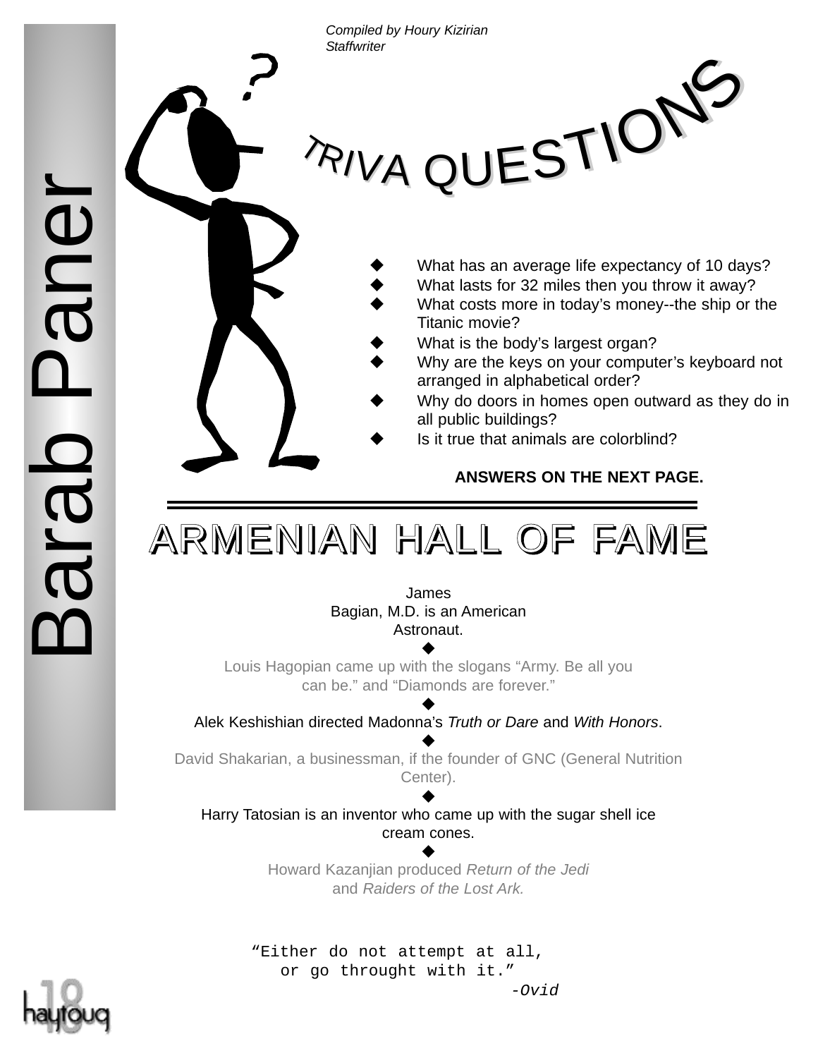*Compiled by Houry Kizirian*
*Staffwriter*

# TRIVA QUESTIONS

- What has an average life expectancy of 10 days?
- What lasts for 32 miles then you throw it away?
- What costs more in today's money--the ship or the Titanic movie?
- What is the body's largest organ?
- Why are the keys on your computer's keyboard not arranged in alphabetical order?
- Why do doors in homes open outward as they do in all public buildings?
- Is it true that animals are colorblind?

**ANSWERS ON THE NEXT PAGE.**

# ARMENIAN HALL OF FAME

James Bagian, M.D. is an American Astronaut.

◆

Louis Hagopian came up with the slogans "Army. Be all you can be." and "Diamonds are forever."

◆

Alek Keshishian directed Madonna's *Truth or Dare* and *With Honors*.

◆

David Shakarian, a businessman, if the founder of GNC (General Nutrition Center).

◆

Harry Tatosian is an inventor who came up with the sugar shell ice cream cones.

◆

Howard Kazanjian produced *Return of the Jedi* and *Raiders of the Lost Ark.*

"Either do not attempt at all, or go throught with it."

-*Ovid*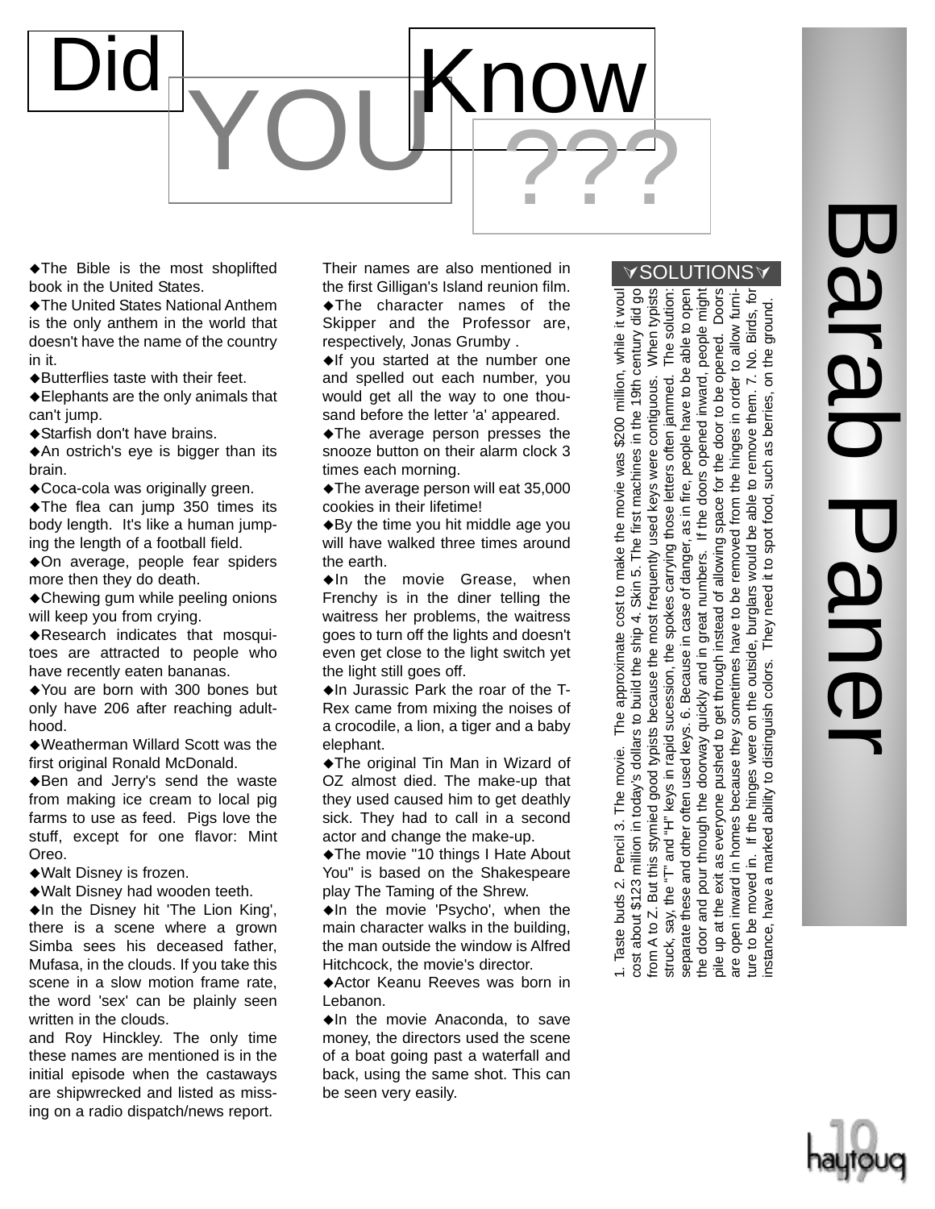# Did YOU Know ???

◆The Bible is the most shoplifted book in the United States.

◆The United States National Anthem is the only anthem in the world that doesn't have the name of the country in it.

◆Butterflies taste with their feet.

◆Elephants are the only animals that can't jump.

◆Starfish don't have brains.

◆An ostrich's eye is bigger than its brain.

◆Coca-cola was originally green.

◆The flea can jump 350 times its body length. It's like a human jumping the length of a football field.

◆On average, people fear spiders more then they do death.

◆Chewing gum while peeling onions will keep you from crying.

◆Research indicates that mosquitoes are attracted to people who have recently eaten bananas.

◆You are born with 300 bones but only have 206 after reaching adulthood.

◆Weatherman Willard Scott was the first original Ronald McDonald.

◆Ben and Jerry's send the waste from making ice cream to local pig farms to use as feed. Pigs love the stuff, except for one flavor: Mint Oreo.

◆Walt Disney is frozen.

◆Walt Disney had wooden teeth.

◆In the Disney hit 'The Lion King', there is a scene where a grown Simba sees his deceased father, Mufasa, in the clouds. If you take this scene in a slow motion frame rate, the word 'sex' can be plainly seen written in the clouds.

and Roy Hinckley. The only time these names are mentioned is in the initial episode when the castaways are shipwrecked and listed as missing on a radio dispatch/news report. Their names are also mentioned in the first Gilligan's Island reunion film.

◆The character names of the Skipper and the Professor are, respectively, Jonas Grumby .

◆If you started at the number one and spelled out each number, you would get all the way to one thousand before the letter 'a' appeared.

◆The average person presses the snooze button on their alarm clock 3 times each morning.

◆The average person will eat 35,000 cookies in their lifetime!

◆By the time you hit middle age you will have walked three times around the earth.

◆In the movie Grease, when Frenchy is in the diner telling the waitress her problems, the waitress goes to turn off the lights and doesn't even get close to the light switch yet the light still goes off.

◆In Jurassic Park the roar of the T-Rex came from mixing the noises of a crocodile, a lion, a tiger and a baby elephant.

◆The original Tin Man in Wizard of OZ almost died. The make-up that they used caused him to get deathly sick. They had to call in a second actor and change the make-up.

◆The movie "10 things I Hate About You" is based on the Shakespeare play The Taming of the Shrew.

◆In the movie 'Psycho', when the main character walks in the building, the man outside the window is Alfred Hitchcock, the movie's director.

◆Actor Keanu Reeves was born in Lebanon.

◆In the movie Anaconda, to save money, the directors used the scene of a boat going past a waterfall and back, using the same shot. This can be seen very easily.

## SOLUTIONS

1. Taste buds 2. Pencil 3. The movie. The approximate cost to make the movie was $200 million, while it woul cost about $123 million in today's dollars to build the ship 4. Skin 5. The first machines in the 19th century did go from A to Z. But this stymied good typists because the most frequently used keys were contiguous. When typists struck, say, the "T" and "H" keys in rapid sucession, the spokes carrying those letters often jammed. The solution: separate these and other often used keys. 6. Because in case of danger, as in fire, people have to be able to open the door and pour through the doorway quickly and in great numbers. If the doors opened inward, people might pile up at the exit as everyone pushed to get through instead of allowing space for the door to be opened. Doors are open inward in homes because they sometimes have to be removed from the hinges in order to allow furniture to be moved in. If the hinges were on the outside, burglars would be able to remove them. 7. No. Birds, for instance, have a marked ability to distinguish colors. They need it to spot food, such as berries, on the ground.

Barab Paper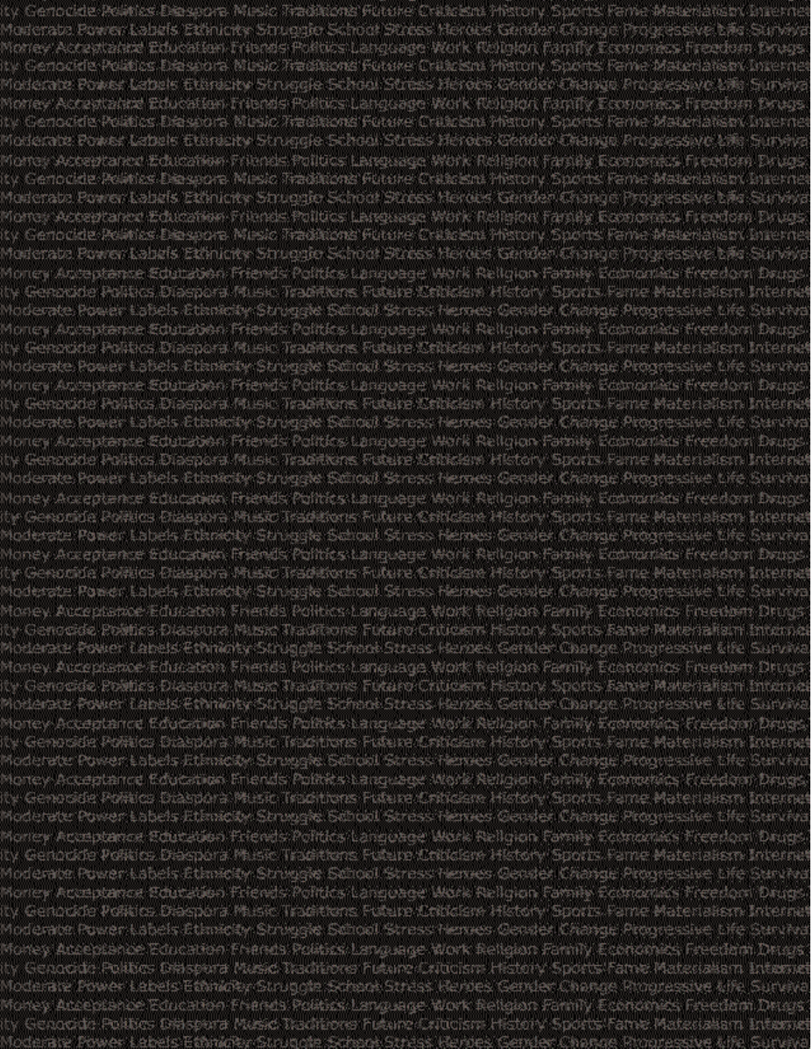ity Genocide Politics Diaspora Music Traditions Future Criticism History Sports Fame Materialism Internet
Moderate Power Labels Ethnicity Struggle School Stress Heroes Gender Change Progressive Life Survival
Money Acceptance Education Friends Politics Language Work Religion Family Economics Freedom Drugs
ity Genocide Politics Diaspora Music Traditions Future Criticism History Sports Fame Materialism Internet
Moderate Power Labels Ethnicity Struggle School Stress Heroes Gender Change Progressive Life Survival
Money Acceptance Education Friends Politics Language Work Religion Family Economics Freedom Drugs
ity Genocide Politics Diaspora Music Traditions Future Criticism History Sports Fame Materialism Internet
Moderate Power Labels Ethnicity Struggle School Stress Heroes Gender Change Progressive Life Survival
Money Acceptance Education Friends Politics Language Work Religion Family Economics Freedom Drugs
ity Genocide Politics Diaspora Music Traditions Future Criticism History Sports Fame Materialism Internet
Moderate Power Labels Ethnicity Struggle School Stress Heroes Gender Change Progressive Life Survival
Money Acceptance Education Friends Politics Language Work Religion Family Economics Freedom Drugs
ity Genocide Politics Diaspora Music Traditions Future Criticism History Sports Fame Materialism Internet
Moderate Power Labels Ethnicity Struggle School Stress Heroes Gender Change Progressive Life Survival
Money Acceptance Education Friends Politics Language Work Religion Family Economics Freedom Drugs
ity Genocide Politics Diaspora Music Traditions Future Criticism History Sports Fame Materialism Internet
Moderate Power Labels Ethnicity Struggle School Stress Heroes Gender Change Progressive Life Survival
Money Acceptance Education Friends Politics Language Work Religion Family Economics Freedom Drugs
ity Genocide Politics Diaspora Music Traditions Future Criticism History Sports Fame Materialism Internet
Moderate Power Labels Ethnicity Struggle School Stress Heroes Gender Change Progressive Life Survival
Money Acceptance Education Friends Politics Language Work Religion Family Economics Freedom Drugs
ity Genocide Politics Diaspora Music Traditions Future Criticism History Sports Fame Materialism Internet
Moderate Power Labels Ethnicity Struggle School Stress Heroes Gender Change Progressive Life Survival
Money Acceptance Education Friends Politics Language Work Religion Family Economics Freedom Drugs
ity Genocide Politics Diaspora Music Traditions Future Criticism History Sports Fame Materialism Internet
Moderate Power Labels Ethnicity Struggle School Stress Heroes Gender Change Progressive Life Survival
Money Acceptance Education Friends Politics Language Work Religion Family Economics Freedom Drugs
ity Genocide Politics Diaspora Music Traditions Future Criticism History Sports Fame Materialism Internet
Moderate Power Labels Ethnicity Struggle School Stress Heroes Gender Change Progressive Life Survival
Money Acceptance Education Friends Politics Language Work Religion Family Economics Freedom Drugs
ity Genocide Politics Diaspora Music Traditions Future Criticism History Sports Fame Materialism Internet
Moderate Power Labels Ethnicity Struggle School Stress Heroes Gender Change Progressive Life Survival
Money Acceptance Education Friends Politics Language Work Religion Family Economics Freedom Drugs
ity Genocide Politics Diaspora Music Traditions Future Criticism History Sports Fame Materialism Internet
Moderate Power Labels Ethnicity Struggle School Stress Heroes Gender Change Progressive Life Survival
Money Acceptance Education Friends Politics Language Work Religion Family Economics Freedom Drugs
ity Genocide Politics Diaspora Music Traditions Future Criticism History Sports Fame Materialism Internet
Moderate Power Labels Ethnicity Struggle School Stress Heroes Gender Change Progressive Life Survival
Money Acceptance Education Friends Politics Language Work Religion Family Economics Freedom Drugs
ity Genocide Politics Diaspora Music Traditions Future Criticism History Sports Fame Materialism Internet
Moderate Power Labels Ethnicity Struggle School Stress Heroes Gender Change Progressive Life Survival
Money Acceptance Education Friends Politics Language Work Religion Family Economics Freedom Drugs
ity Genocide Politics Diaspora Music Traditions Future Criticism History Sports Fame Materialism Internet
Moderate Power Labels Ethnicity Struggle School Stress Heroes Gender Change Progressive Life Survival
Money Acceptance Education Friends Politics Language Work Religion Family Economics Freedom Drugs
ity Genocide Politics Diaspora Music Traditions Future Criticism History Sports Fame Materialism Internet
Moderate Power Labels Ethnicity Struggle School Stress Heroes Gender Change Progressive Life Survival
Money Acceptance Education Friends Politics Language Work Religion Family Economics Freedom Drugs
ity Genocide Politics Diaspora Music Traditions Future Criticism History Sports Fame Materialism Internet
Moderate Power Labels Ethnicity Struggle School Stress Heroes Gender Change Progressive Life Survival
Money Acceptance Education Friends Politics Language Work Religion Family Economics Freedom Drugs
ity Genocide Politics Diaspora Music Traditions Future Criticism History Sports Fame Materialism Internet
Moderate Power Labels Ethnicity Struggle School Stress Heroes Gender Change Progressive Life Survival
Money Acceptance Education Friends Politics Language Work Religion Family Economics Freedom Drugs
ity Genocide Politics Diaspora Music Traditions Future Criticism History Sports Fame Materialism Internet
Moderate Power Labels Ethnicity Struggle School Stress Heroes Gender Change Progressive Life Survival